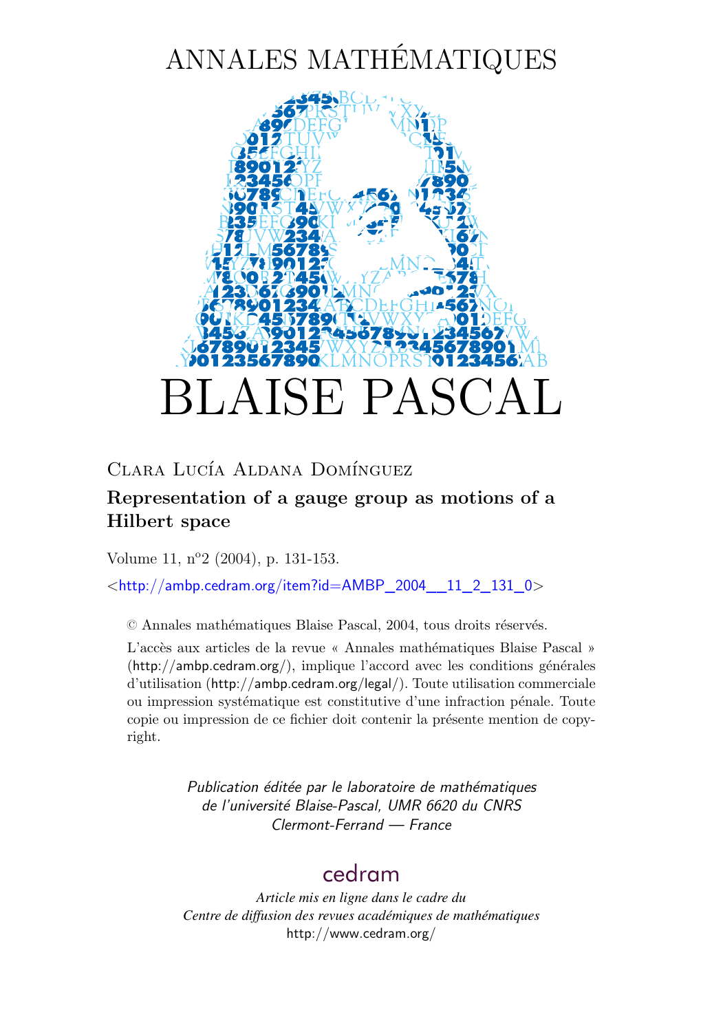# ANNALES MATHÉMATIQUES

# BLAISE PASCAL

Clara Lucía Aldana Domínguez

**Representation of a gauge group as motions of a Hilbert space**

Volume 11, n°2 (2004), p. 131-153.

<http://ambp.cedram.org/item?id=AMBP_2004__11_2_131_0>

© Annales mathématiques Blaise Pascal, 2004, tous droits réservés.

L'accès aux articles de la revue « Annales mathématiques Blaise Pascal » (http://ambp.cedram.org/), implique l'accord avec les conditions générales d'utilisation (http://ambp.cedram.org/legal/). Toute utilisation commerciale ou impression systématique est constitutive d'une infraction pénale. Toute copie ou impression de ce fichier doit contenir la présente mention de copyright.

*Publication éditée par le laboratoire de mathématiques de l'université Blaise-Pascal, UMR 6620 du CNRS Clermont-Ferrand — France*

cedram

*Article mis en ligne dans le cadre du Centre de diffusion des revues académiques de mathématiques*
http://www.cedram.org/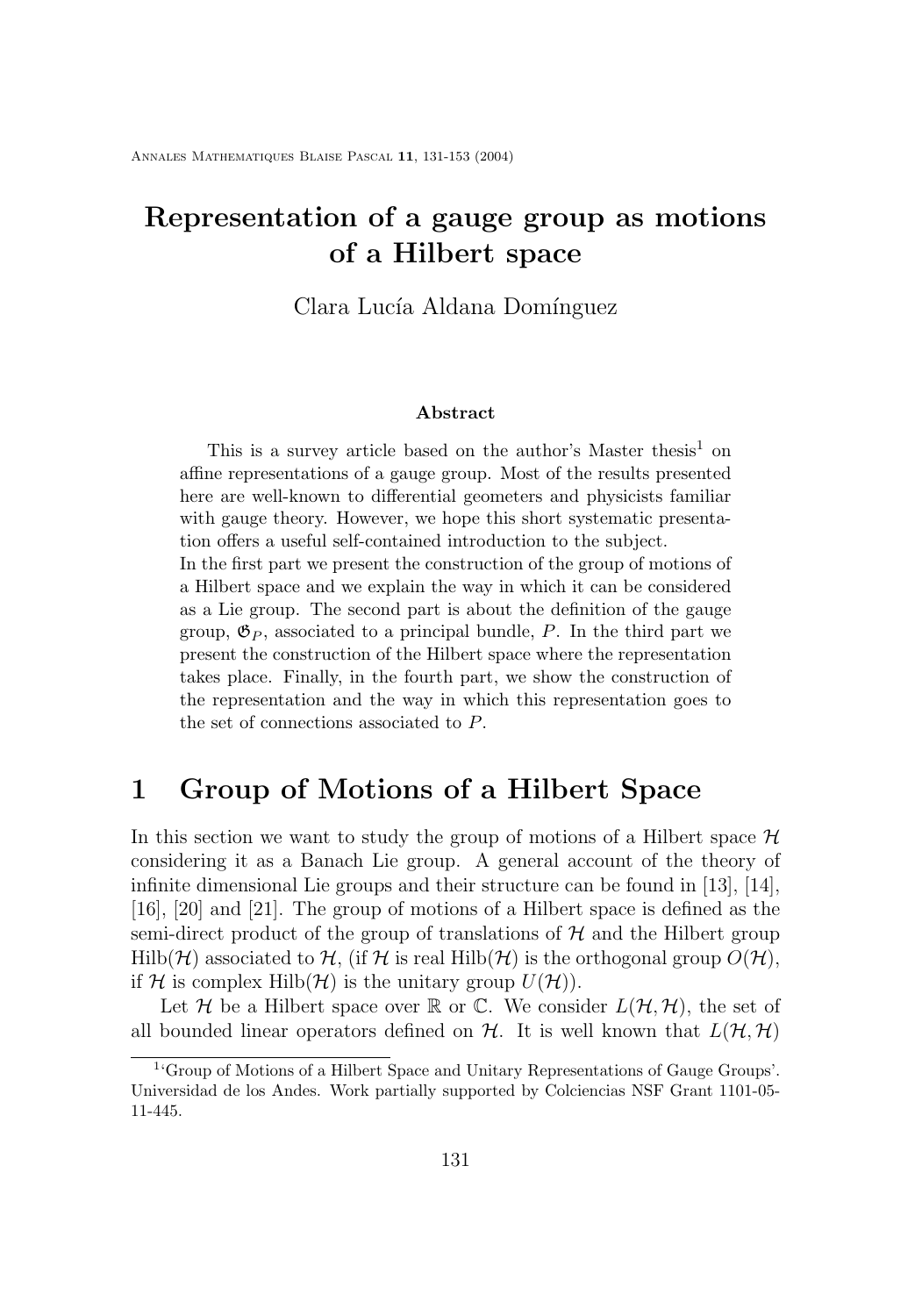# Representation of a gauge group as motions of a Hilbert space

Clara Lucía Aldana Domínguez

#### Abstract

This is a survey article based on the author's Master thesis[1] on affine representations of a gauge group. Most of the results presented here are well-known to differential geometers and physicists familiar with gauge theory. However, we hope this short systematic presentation offers a useful self-contained introduction to the subject.
In the first part we present the construction of the group of motions of a Hilbert space and we explain the way in which it can be considered as a Lie group. The second part is about the definition of the gauge group, $\mathfrak{G}_P$, associated to a principal bundle, $P$. In the third part we present the construction of the Hilbert space where the representation takes place. Finally, in the fourth part, we show the construction of the representation and the way in which this representation goes to the set of connections associated to $P$.

## 1 Group of Motions of a Hilbert Space

In this section we want to study the group of motions of a Hilbert space $\mathcal{H}$ considering it as a Banach Lie group. A general account of the theory of infinite dimensional Lie groups and their structure can be found in [13], [14], [16], [20] and [21]. The group of motions of a Hilbert space is defined as the semi-direct product of the group of translations of $\mathcal{H}$ and the Hilbert group $\mathrm{Hilb}(\mathcal{H})$ associated to $\mathcal{H}$, (if $\mathcal{H}$ is real $\mathrm{Hilb}(\mathcal{H})$ is the orthogonal group $O(\mathcal{H})$, if $\mathcal{H}$ is complex $\mathrm{Hilb}(\mathcal{H})$ is the unitary group $U(\mathcal{H})$).

Let $\mathcal{H}$ be a Hilbert space over $\mathbb{R}$ or $\mathbb{C}$. We consider $L(\mathcal{H}, \mathcal{H})$, the set of all bounded linear operators defined on $\mathcal{H}$. It is well known that $L(\mathcal{H}, \mathcal{H})$

---

[1] 'Group of Motions of a Hilbert Space and Unitary Representations of Gauge Groups'. Universidad de los Andes. Work partially supported by Colciencias NSF Grant 1101-05-11-445.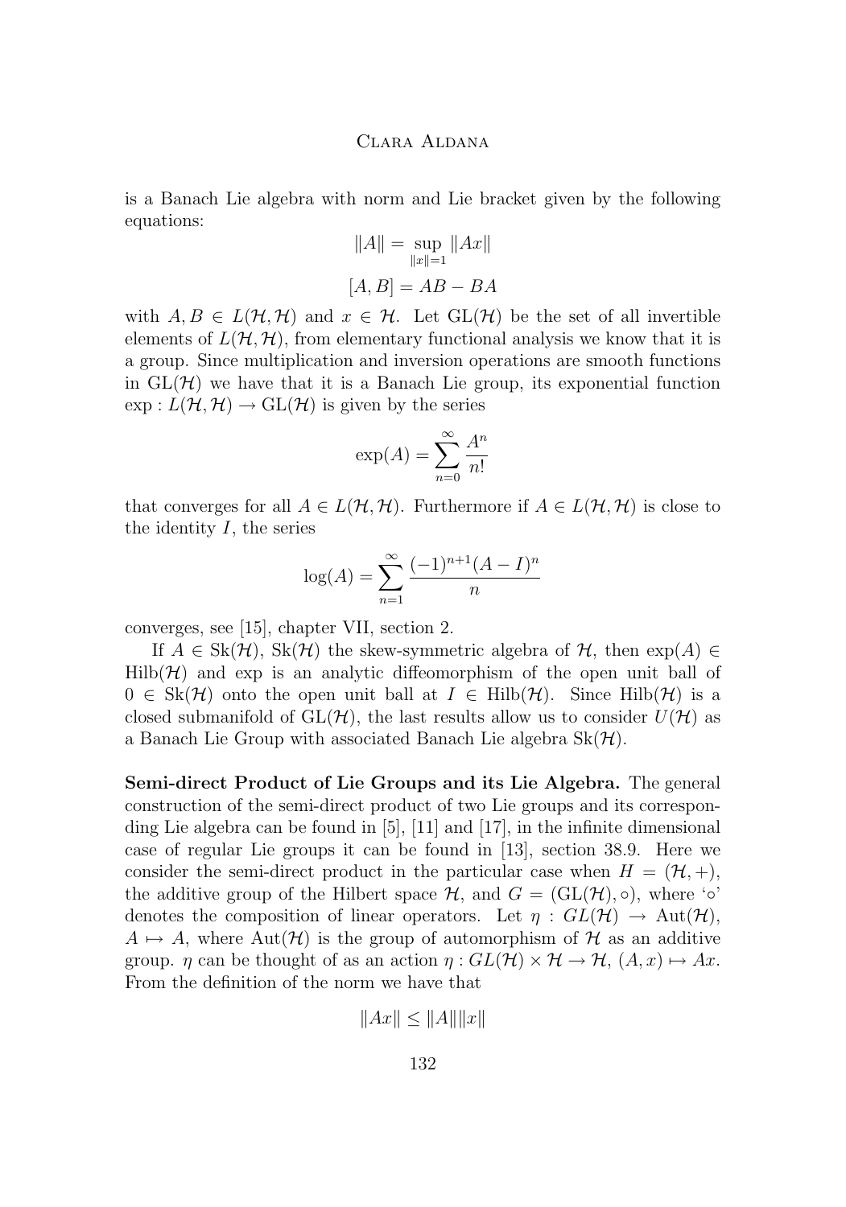is a Banach Lie algebra with norm and Lie bracket given by the following equations:

$$\|A\| = \sup_{\|x\|=1} \|Ax\|$$

$$[A, B] = AB - BA$$

with $A, B \in L(\mathcal{H}, \mathcal{H})$ and $x \in \mathcal{H}$. Let $\mathrm{GL}(\mathcal{H})$ be the set of all invertible elements of $L(\mathcal{H}, \mathcal{H})$, from elementary functional analysis we know that it is a group. Since multiplication and inversion operations are smooth functions in $\mathrm{GL}(\mathcal{H})$ we have that it is a Banach Lie group, its exponential function $\exp : L(\mathcal{H}, \mathcal{H}) \to \mathrm{GL}(\mathcal{H})$ is given by the series

$$\exp(A) = \sum_{n=0}^{\infty} \frac{A^n}{n!}$$

that converges for all $A \in L(\mathcal{H}, \mathcal{H})$. Furthermore if $A \in L(\mathcal{H}, \mathcal{H})$ is close to the identity $I$, the series

$$\log(A) = \sum_{n=1}^{\infty} \frac{(-1)^{n+1}(A - I)^n}{n}$$

converges, see [15], chapter VII, section 2.

If $A \in \mathrm{Sk}(\mathcal{H})$, $\mathrm{Sk}(\mathcal{H})$ the skew-symmetric algebra of $\mathcal{H}$, then $\exp(A) \in \mathrm{Hilb}(\mathcal{H})$ and exp is an analytic diffeomorphism of the open unit ball of $0 \in \mathrm{Sk}(\mathcal{H})$ onto the open unit ball at $I \in \mathrm{Hilb}(\mathcal{H})$. Since $\mathrm{Hilb}(\mathcal{H})$ is a closed submanifold of $\mathrm{GL}(\mathcal{H})$, the last results allow us to consider $U(\mathcal{H})$ as a Banach Lie Group with associated Banach Lie algebra $\mathrm{Sk}(\mathcal{H})$.

**Semi-direct Product of Lie Groups and its Lie Algebra.** The general construction of the semi-direct product of two Lie groups and its corresponding Lie algebra can be found in [5], [11] and [17], in the infinite dimensional case of regular Lie groups it can be found in [13], section 38.9. Here we consider the semi-direct product in the particular case when $H = (\mathcal{H}, +)$, the additive group of the Hilbert space $\mathcal{H}$, and $G = (\mathrm{GL}(\mathcal{H}), \circ)$, where '$\circ$' denotes the composition of linear operators. Let $\eta : GL(\mathcal{H}) \to \mathrm{Aut}(\mathcal{H})$, $A \mapsto A$, where $\mathrm{Aut}(\mathcal{H})$ is the group of automorphism of $\mathcal{H}$ as an additive group. $\eta$ can be thought of as an action $\eta : GL(\mathcal{H}) \times \mathcal{H} \to \mathcal{H}$, $(A, x) \mapsto Ax$. From the definition of the norm we have that

$$\|Ax\| \leq \|A\|\|x\|$$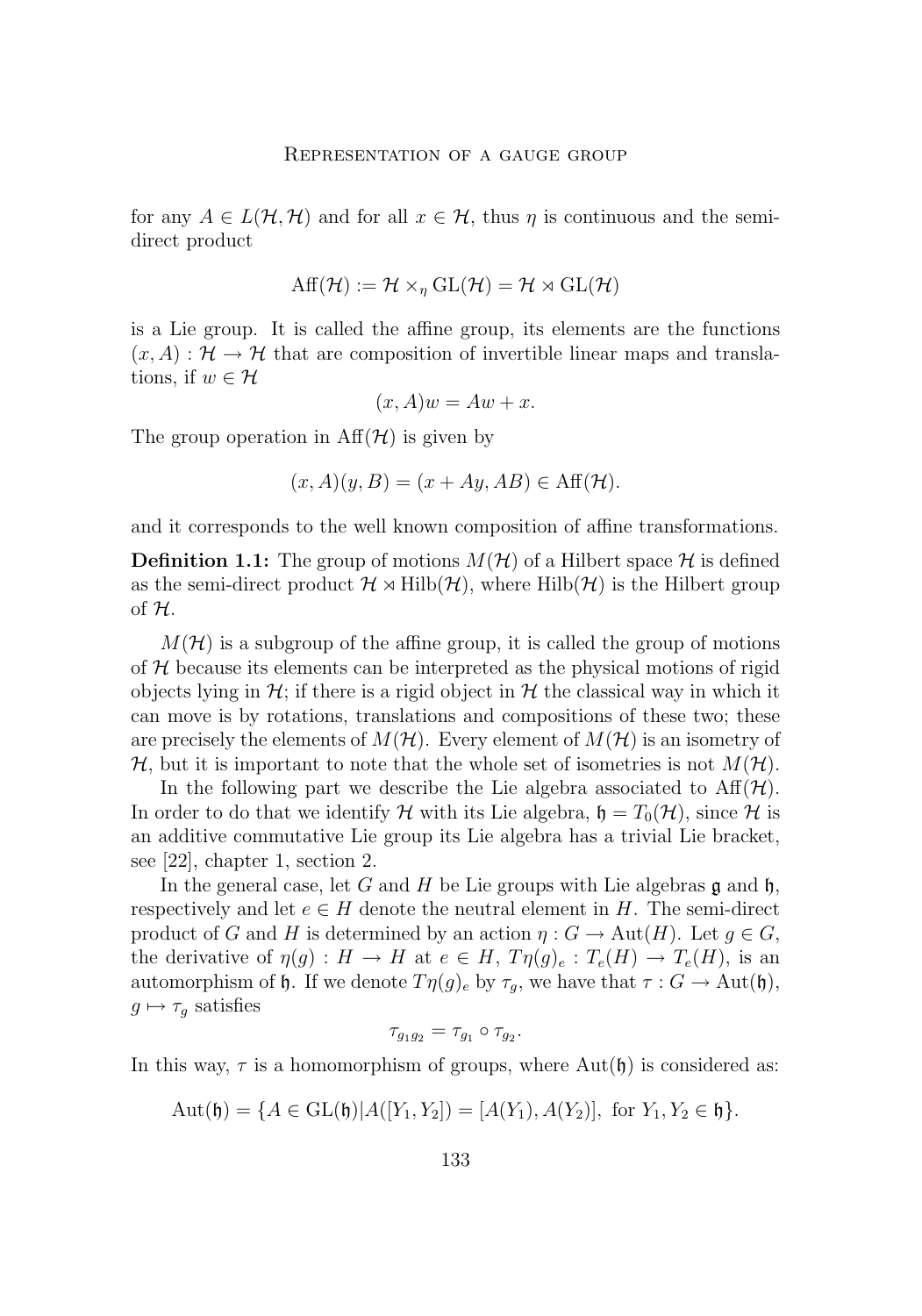for any $A \in L(\mathcal{H}, \mathcal{H})$ and for all $x \in \mathcal{H}$, thus $\eta$ is continuous and the semi-direct product

$$\text{Aff}(\mathcal{H}) := \mathcal{H} \times_\eta \text{GL}(\mathcal{H}) = \mathcal{H} \rtimes \text{GL}(\mathcal{H})$$

is a Lie group. It is called the affine group, its elements are the functions $(x, A) : \mathcal{H} \to \mathcal{H}$ that are composition of invertible linear maps and translations, if $w \in \mathcal{H}$

$$(x, A)w = Aw + x.$$

The group operation in $\text{Aff}(\mathcal{H})$ is given by

$$(x, A)(y, B) = (x + Ay, AB) \in \text{Aff}(\mathcal{H}).$$

and it corresponds to the well known composition of affine transformations.

**Definition 1.1:** The group of motions $M(\mathcal{H})$ of a Hilbert space $\mathcal{H}$ is defined as the semi-direct product $\mathcal{H} \rtimes \text{Hilb}(\mathcal{H})$, where $\text{Hilb}(\mathcal{H})$ is the Hilbert group of $\mathcal{H}$.

$M(\mathcal{H})$ is a subgroup of the affine group, it is called the group of motions of $\mathcal{H}$ because its elements can be interpreted as the physical motions of rigid objects lying in $\mathcal{H}$; if there is a rigid object in $\mathcal{H}$ the classical way in which it can move is by rotations, translations and compositions of these two; these are precisely the elements of $M(\mathcal{H})$. Every element of $M(\mathcal{H})$ is an isometry of $\mathcal{H}$, but it is important to note that the whole set of isometries is not $M(\mathcal{H})$.

In the following part we describe the Lie algebra associated to $\text{Aff}(\mathcal{H})$. In order to do that we identify $\mathcal{H}$ with its Lie algebra, $\mathfrak{h} = T_0(\mathcal{H})$, since $\mathcal{H}$ is an additive commutative Lie group its Lie algebra has a trivial Lie bracket, see [22], chapter 1, section 2.

In the general case, let $G$ and $H$ be Lie groups with Lie algebras $\mathfrak{g}$ and $\mathfrak{h}$, respectively and let $e \in H$ denote the neutral element in $H$. The semi-direct product of $G$ and $H$ is determined by an action $\eta : G \to \text{Aut}(H)$. Let $g \in G$, the derivative of $\eta(g) : H \to H$ at $e \in H$, $T\eta(g)_e : T_e(H) \to T_e(H)$, is an automorphism of $\mathfrak{h}$. If we denote $T\eta(g)_e$ by $\tau_g$, we have that $\tau : G \to \text{Aut}(\mathfrak{h})$, $g \mapsto \tau_g$ satisfies

$$\tau_{g_1 g_2} = \tau_{g_1} \circ \tau_{g_2}.$$

In this way, $\tau$ is a homomorphism of groups, where $\text{Aut}(\mathfrak{h})$ is considered as:

$$\text{Aut}(\mathfrak{h}) = \{A \in \text{GL}(\mathfrak{h}) | A([Y_1, Y_2]) = [A(Y_1), A(Y_2)], \text{ for } Y_1, Y_2 \in \mathfrak{h}\}.$$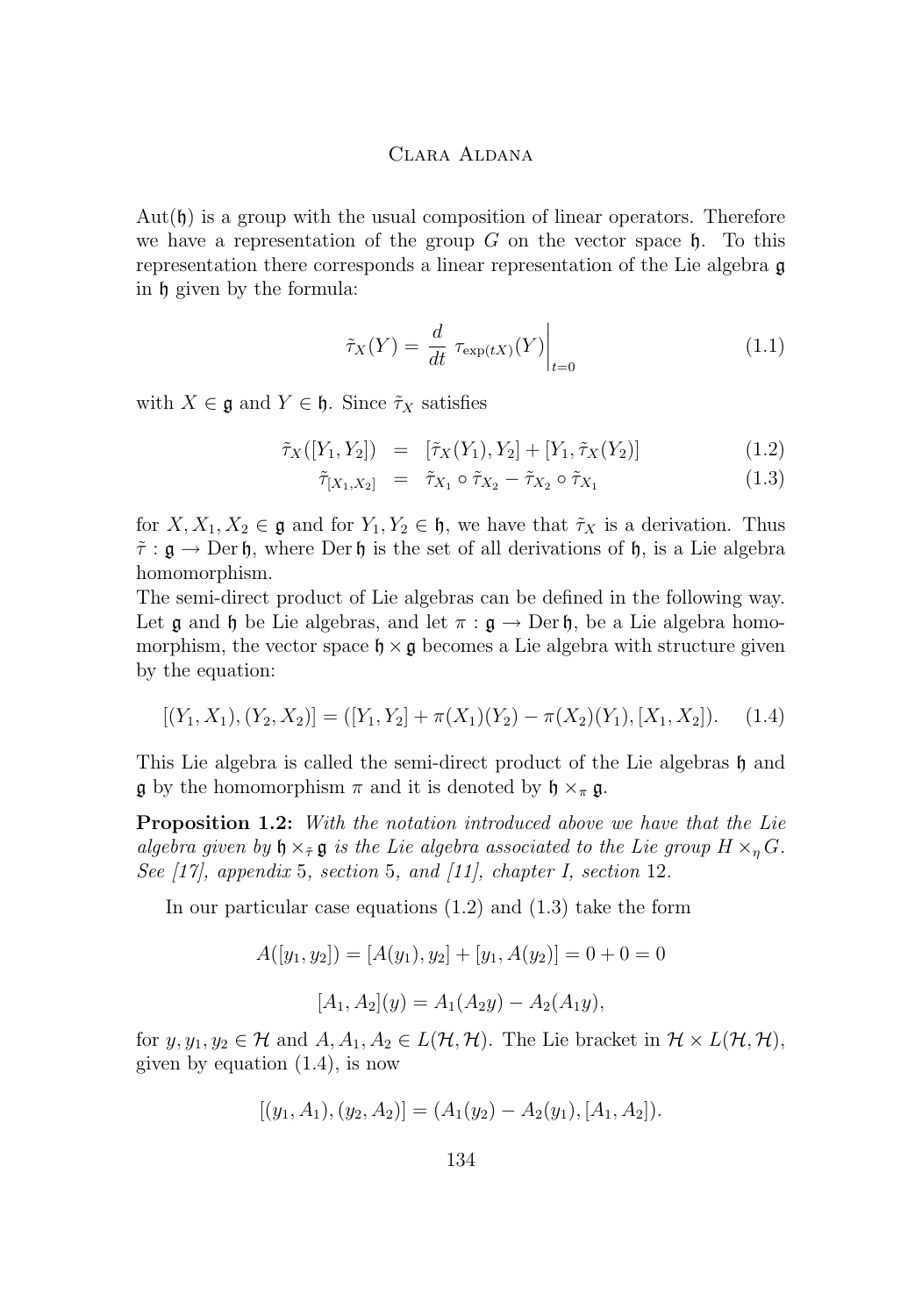$\mathrm{Aut}(\mathfrak{h})$ is a group with the usual composition of linear operators. Therefore we have a representation of the group $G$ on the vector space $\mathfrak{h}$. To this representation there corresponds a linear representation of the Lie algebra $\mathfrak{g}$ in $\mathfrak{h}$ given by the formula:

$$\tilde{\tau}_X(Y) = \frac{d}{dt}\, \tau_{\exp(tX)}(Y)\bigg|_{t=0} \tag{1.1}$$

with $X \in \mathfrak{g}$ and $Y \in \mathfrak{h}$. Since $\tilde{\tau}_X$ satisfies

$$\tilde{\tau}_X([Y_1, Y_2]) = [\tilde{\tau}_X(Y_1), Y_2] + [Y_1, \tilde{\tau}_X(Y_2)] \tag{1.2}$$

$$\tilde{\tau}_{[X_1,X_2]} = \tilde{\tau}_{X_1} \circ \tilde{\tau}_{X_2} - \tilde{\tau}_{X_2} \circ \tilde{\tau}_{X_1} \tag{1.3}$$

for $X, X_1, X_2 \in \mathfrak{g}$ and for $Y_1, Y_2 \in \mathfrak{h}$, we have that $\tilde{\tau}_X$ is a derivation. Thus $\tilde{\tau} : \mathfrak{g} \to \mathrm{Der}\,\mathfrak{h}$, where $\mathrm{Der}\,\mathfrak{h}$ is the set of all derivations of $\mathfrak{h}$, is a Lie algebra homomorphism.

The semi-direct product of Lie algebras can be defined in the following way. Let $\mathfrak{g}$ and $\mathfrak{h}$ be Lie algebras, and let $\pi : \mathfrak{g} \to \mathrm{Der}\,\mathfrak{h}$, be a Lie algebra homomorphism, the vector space $\mathfrak{h} \times \mathfrak{g}$ becomes a Lie algebra with structure given by the equation:

$$[(Y_1, X_1), (Y_2, X_2)] = ([Y_1, Y_2] + \pi(X_1)(Y_2) - \pi(X_2)(Y_1), [X_1, X_2]). \tag{1.4}$$

This Lie algebra is called the semi-direct product of the Lie algebras $\mathfrak{h}$ and $\mathfrak{g}$ by the homomorphism $\pi$ and it is denoted by $\mathfrak{h} \times_\pi \mathfrak{g}$.

**Proposition 1.2:** *With the notation introduced above we have that the Lie algebra given by $\mathfrak{h} \times_{\tilde{\tau}} \mathfrak{g}$ is the Lie algebra associated to the Lie group $H \times_\eta G$. See [17], appendix 5, section 5, and [11], chapter I, section 12.*

In our particular case equations (1.2) and (1.3) take the form

$$A([y_1, y_2]) = [A(y_1), y_2] + [y_1, A(y_2)] = 0 + 0 = 0$$

$$[A_1, A_2](y) = A_1(A_2 y) - A_2(A_1 y),$$

for $y, y_1, y_2 \in \mathcal{H}$ and $A, A_1, A_2 \in L(\mathcal{H}, \mathcal{H})$. The Lie bracket in $\mathcal{H} \times L(\mathcal{H}, \mathcal{H})$, given by equation (1.4), is now

$$[(y_1, A_1), (y_2, A_2)] = (A_1(y_2) - A_2(y_1), [A_1, A_2]).$$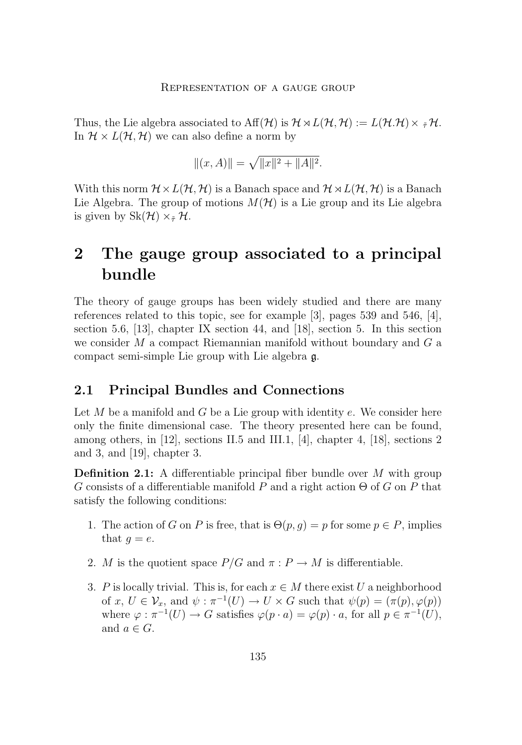Thus, the Lie algebra associated to $\mathrm{Aff}(\mathcal{H})$ is $\mathcal{H} \rtimes L(\mathcal{H},\mathcal{H}) := L(\mathcal{H}.\mathcal{H}) \times_{\tilde{\tau}} \mathcal{H}$. In $\mathcal{H} \times L(\mathcal{H},\mathcal{H})$ we can also define a norm by

$$\|(x, A)\| = \sqrt{\|x\|^2 + \|A\|^2}.$$

With this norm $\mathcal{H} \times L(\mathcal{H},\mathcal{H})$ is a Banach space and $\mathcal{H} \rtimes L(\mathcal{H},\mathcal{H})$ is a Banach Lie Algebra. The group of motions $M(\mathcal{H})$ is a Lie group and its Lie algebra is given by $\mathrm{Sk}(\mathcal{H}) \times_{\tilde{\tau}} \mathcal{H}$.

# 2 The gauge group associated to a principal bundle

The theory of gauge groups has been widely studied and there are many references related to this topic, see for example [3], pages 539 and 546, [4], section 5.6, [13], chapter IX section 44, and [18], section 5. In this section we consider $M$ a compact Riemannian manifold without boundary and $G$ a compact semi-simple Lie group with Lie algebra $\mathfrak{g}$.

## 2.1 Principal Bundles and Connections

Let $M$ be a manifold and $G$ be a Lie group with identity $e$. We consider here only the finite dimensional case. The theory presented here can be found, among others, in [12], sections II.5 and III.1, [4], chapter 4, [18], sections 2 and 3, and [19], chapter 3.

**Definition 2.1:** A differentiable principal fiber bundle over $M$ with group $G$ consists of a differentiable manifold $P$ and a right action $\Theta$ of $G$ on $P$ that satisfy the following conditions:

1. The action of $G$ on $P$ is free, that is $\Theta(p, g) = p$ for some $p \in P$, implies that $g = e$.

2. $M$ is the quotient space $P/G$ and $\pi : P \to M$ is differentiable.

3. $P$ is locally trivial. This is, for each $x \in M$ there exist $U$ a neighborhood of $x$, $U \in \mathcal{V}_x$, and $\psi : \pi^{-1}(U) \to U \times G$ such that $\psi(p) = (\pi(p), \varphi(p))$ where $\varphi : \pi^{-1}(U) \to G$ satisfies $\varphi(p \cdot a) = \varphi(p) \cdot a$, for all $p \in \pi^{-1}(U)$, and $a \in G$.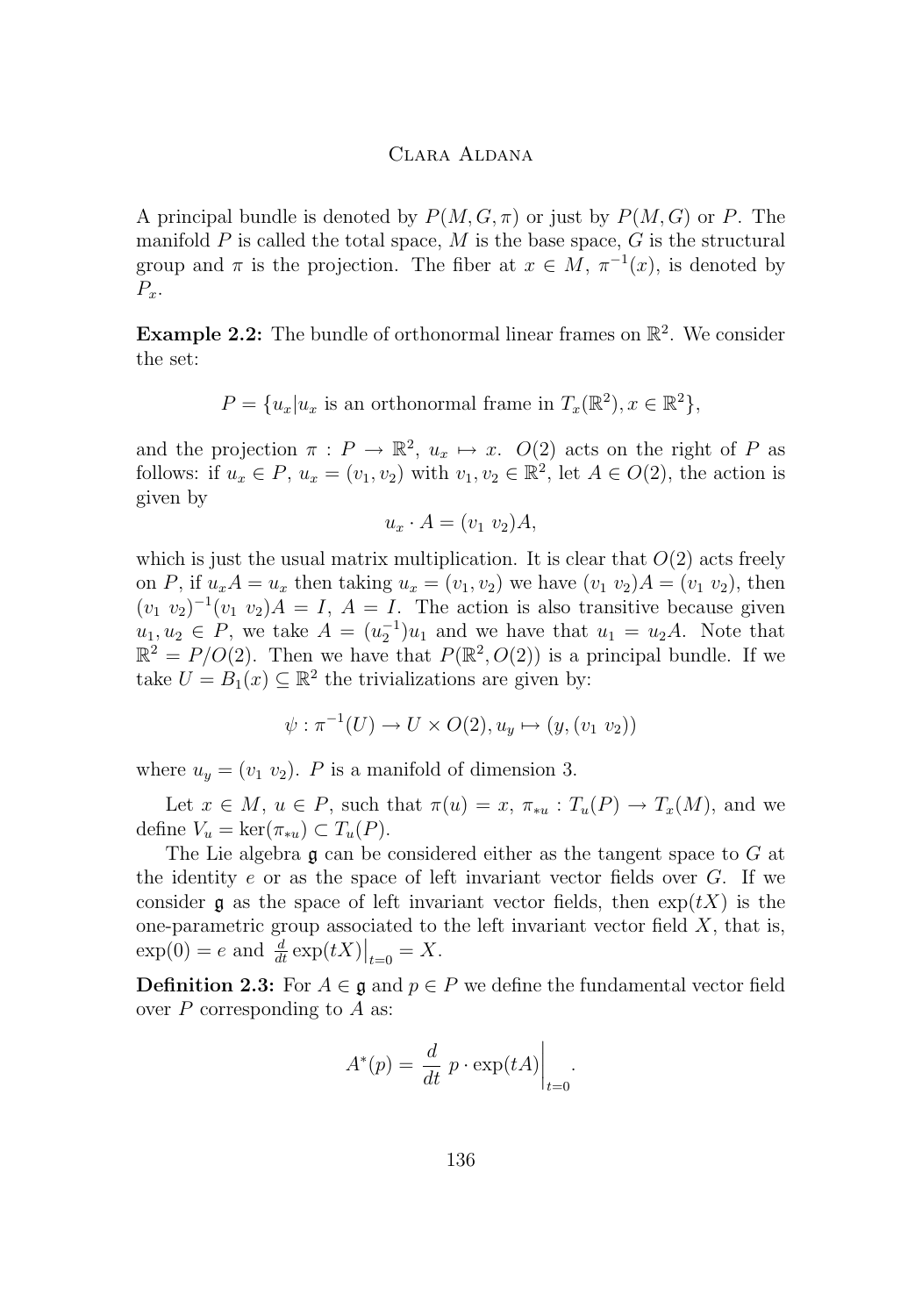A principal bundle is denoted by $P(M, G, \pi)$ or just by $P(M, G)$ or $P$. The manifold $P$ is called the total space, $M$ is the base space, $G$ is the structural group and $\pi$ is the projection. The fiber at $x \in M$, $\pi^{-1}(x)$, is denoted by $P_x$.

**Example 2.2:** The bundle of orthonormal linear frames on $\mathbb{R}^2$. We consider the set:

$$P = \{u_x | u_x \text{ is an orthonormal frame in } T_x(\mathbb{R}^2), x \in \mathbb{R}^2\},$$

and the projection $\pi : P \to \mathbb{R}^2$, $u_x \mapsto x$. $O(2)$ acts on the right of $P$ as follows: if $u_x \in P$, $u_x = (v_1, v_2)$ with $v_1, v_2 \in \mathbb{R}^2$, let $A \in O(2)$, the action is given by

$$u_x \cdot A = (v_1 \; v_2)A,$$

which is just the usual matrix multiplication. It is clear that $O(2)$ acts freely on $P$, if $u_x A = u_x$ then taking $u_x = (v_1, v_2)$ we have $(v_1 \; v_2)A = (v_1 \; v_2)$, then $(v_1 \; v_2)^{-1}(v_1 \; v_2)A = I$, $A = I$. The action is also transitive because given $u_1, u_2 \in P$, we take $A = (u_2^{-1})u_1$ and we have that $u_1 = u_2 A$. Note that $\mathbb{R}^2 = P/O(2)$. Then we have that $P(\mathbb{R}^2, O(2))$ is a principal bundle. If we take $U = B_1(x) \subseteq \mathbb{R}^2$ the trivializations are given by:

$$\psi : \pi^{-1}(U) \to U \times O(2), u_y \mapsto (y, (v_1 \; v_2))$$

where $u_y = (v_1 \; v_2)$. $P$ is a manifold of dimension 3.

Let $x \in M$, $u \in P$, such that $\pi(u) = x$, $\pi_{*u} : T_u(P) \to T_x(M)$, and we define $V_u = \ker(\pi_{*u}) \subset T_u(P)$.

The Lie algebra $\mathfrak{g}$ can be considered either as the tangent space to $G$ at the identity $e$ or as the space of left invariant vector fields over $G$. If we consider $\mathfrak{g}$ as the space of left invariant vector fields, then $\exp(tX)$ is the one-parametric group associated to the left invariant vector field $X$, that is, $\exp(0) = e$ and $\frac{d}{dt} \exp(tX)\big|_{t=0} = X$.

**Definition 2.3:** For $A \in \mathfrak{g}$ and $p \in P$ we define the fundamental vector field over $P$ corresponding to $A$ as:

$$A^*(p) = \frac{d}{dt} \; p \cdot \exp(tA)\bigg|_{t=0}.$$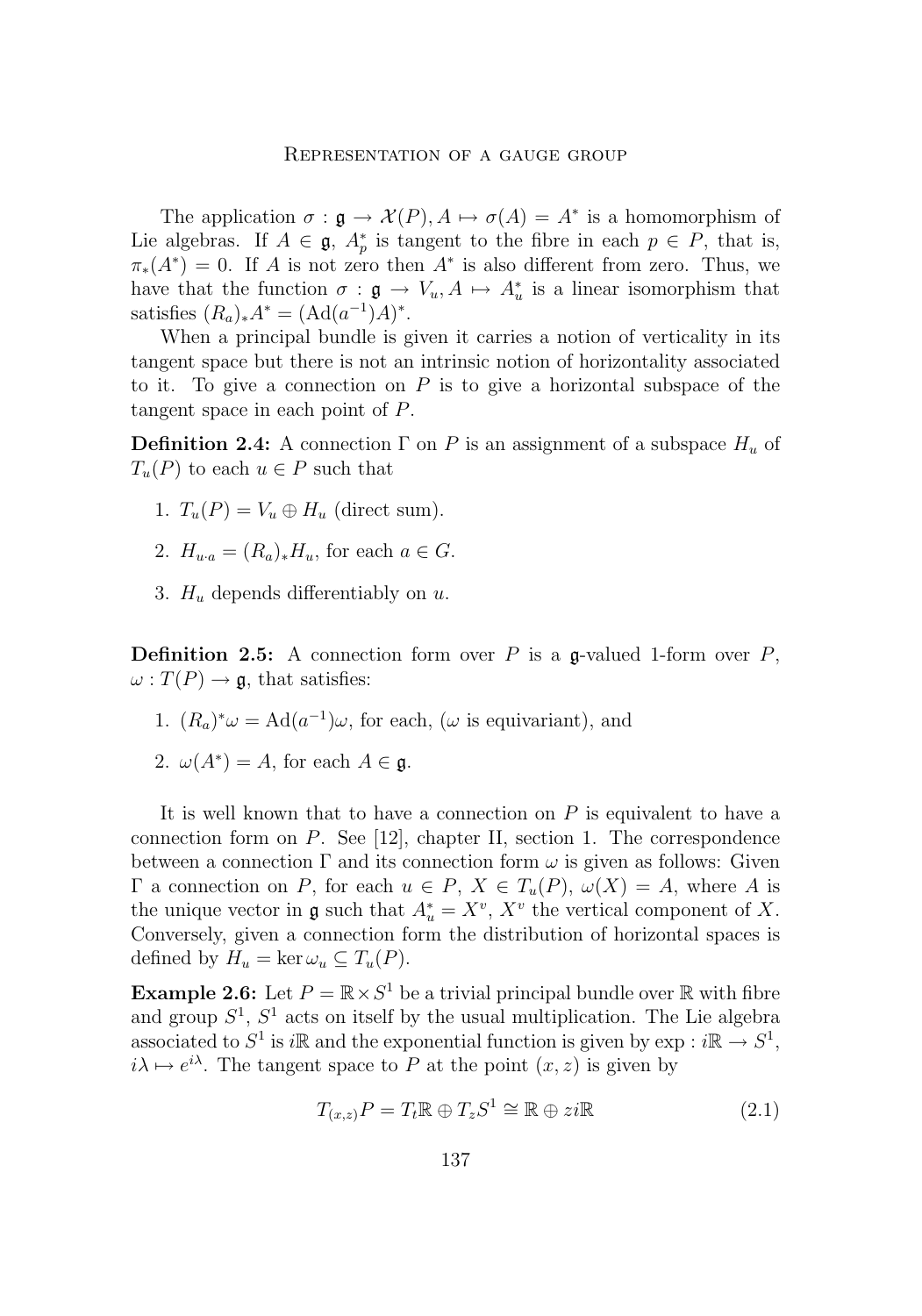The application $\sigma : \mathfrak{g} \to \mathcal{X}(P), A \mapsto \sigma(A) = A^*$ is a homomorphism of Lie algebras. If $A \in \mathfrak{g}$, $A^*_p$ is tangent to the fibre in each $p \in P$, that is, $\pi_*(A^*) = 0$. If $A$ is not zero then $A^*$ is also different from zero. Thus, we have that the function $\sigma : \mathfrak{g} \to V_u, A \mapsto A^*_u$ is a linear isomorphism that satisfies $(R_a)_* A^* = (\mathrm{Ad}(a^{-1})A)^*$.

When a principal bundle is given it carries a notion of verticality in its tangent space but there is not an intrinsic notion of horizontality associated to it. To give a connection on $P$ is to give a horizontal subspace of the tangent space in each point of $P$.

**Definition 2.4:** A connection $\Gamma$ on $P$ is an assignment of a subspace $H_u$ of $T_u(P)$ to each $u \in P$ such that

1. $T_u(P) = V_u \oplus H_u$ (direct sum).
2. $H_{u \cdot a} = (R_a)_* H_u$, for each $a \in G$.
3. $H_u$ depends differentiably on $u$.

**Definition 2.5:** A connection form over $P$ is a $\mathfrak{g}$-valued 1-form over $P$, $\omega : T(P) \to \mathfrak{g}$, that satisfies:

1. $(R_a)^* \omega = \mathrm{Ad}(a^{-1})\omega$, for each, ($\omega$ is equivariant), and
2. $\omega(A^*) = A$, for each $A \in \mathfrak{g}$.

It is well known that to have a connection on $P$ is equivalent to have a connection form on $P$. See [12], chapter II, section 1. The correspondence between a connection $\Gamma$ and its connection form $\omega$ is given as follows: Given $\Gamma$ a connection on $P$, for each $u \in P$, $X \in T_u(P)$, $\omega(X) = A$, where $A$ is the unique vector in $\mathfrak{g}$ such that $A^*_u = X^v$, $X^v$ the vertical component of $X$. Conversely, given a connection form the distribution of horizontal spaces is defined by $H_u = \ker \omega_u \subseteq T_u(P)$.

**Example 2.6:** Let $P = \mathbb{R} \times S^1$ be a trivial principal bundle over $\mathbb{R}$ with fibre and group $S^1$, $S^1$ acts on itself by the usual multiplication. The Lie algebra associated to $S^1$ is $i\mathbb{R}$ and the exponential function is given by $\exp : i\mathbb{R} \to S^1$, $i\lambda \mapsto e^{i\lambda}$. The tangent space to $P$ at the point $(x, z)$ is given by

$$T_{(x,z)}P = T_t\mathbb{R} \oplus T_z S^1 \cong \mathbb{R} \oplus zi\mathbb{R} \tag{2.1}$$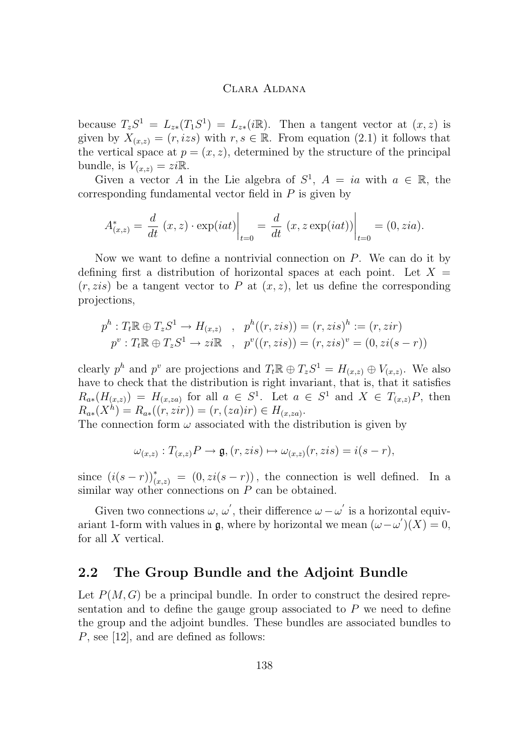because $T_z S^1 = L_{z*}(T_1 S^1) = L_{z*}(i\mathbb{R})$. Then a tangent vector at $(x, z)$ is given by $X_{(x,z)} = (r, izs)$ with $r, s \in \mathbb{R}$. From equation (2.1) it follows that the vertical space at $p = (x, z)$, determined by the structure of the principal bundle, is $V_{(x,z)} = zi\mathbb{R}$.

Given a vector $A$ in the Lie algebra of $S^1$, $A = ia$ with $a \in \mathbb{R}$, the corresponding fundamental vector field in $P$ is given by

$$A^*_{(x,z)} = \frac{d}{dt}\,(x, z) \cdot \exp(iat)\bigg|_{t=0} = \frac{d}{dt}\,(x, z\exp(iat))\bigg|_{t=0} = (0, zia).$$

Now we want to define a nontrivial connection on $P$. We can do it by defining first a distribution of horizontal spaces at each point. Let $X = (r, zis)$ be a tangent vector to $P$ at $(x, z)$, let us define the corresponding projections,

$$\begin{aligned} p^h : T_t\mathbb{R} \oplus T_z S^1 \to H_{(x,z)} \quad &, \quad p^h((r, zis)) = (r, zis)^h := (r, zir) \\ p^v : T_t\mathbb{R} \oplus T_z S^1 \to zi\mathbb{R} \quad &, \quad p^v((r, zis)) = (r, zis)^v = (0, zi(s - r)) \end{aligned}$$

clearly $p^h$ and $p^v$ are projections and $T_t\mathbb{R} \oplus T_z S^1 = H_{(x,z)} \oplus V_{(x,z)}$. We also have to check that the distribution is right invariant, that is, that it satisfies $R_{a*}(H_{(x,z)}) = H_{(x,za)}$ for all $a \in S^1$. Let $a \in S^1$ and $X \in T_{(x,z)}P$, then $R_{a*}(X^h) = R_{a*}((r, zir)) = (r, (za)ir) \in H_{(x,za)}$.
The connection form $\omega$ associated with the distribution is given by

$$\omega_{(x,z)} : T_{(x,z)}P \to \mathfrak{g}, (r, zis) \mapsto \omega_{(x,z)}(r, zis) = i(s - r),$$

since $(i(s-r))^*_{(x,z)} = (0, zi(s - r))$, the connection is well defined. In a similar way other connections on $P$ can be obtained.

Given two connections $\omega$, $\omega'$, their difference $\omega - \omega'$ is a horizontal equivariant 1-form with values in $\mathfrak{g}$, where by horizontal we mean $(\omega - \omega')(X) = 0$, for all $X$ vertical.

## 2.2 The Group Bundle and the Adjoint Bundle

Let $P(M, G)$ be a principal bundle. In order to construct the desired representation and to define the gauge group associated to $P$ we need to define the group and the adjoint bundles. These bundles are associated bundles to $P$, see [12], and are defined as follows: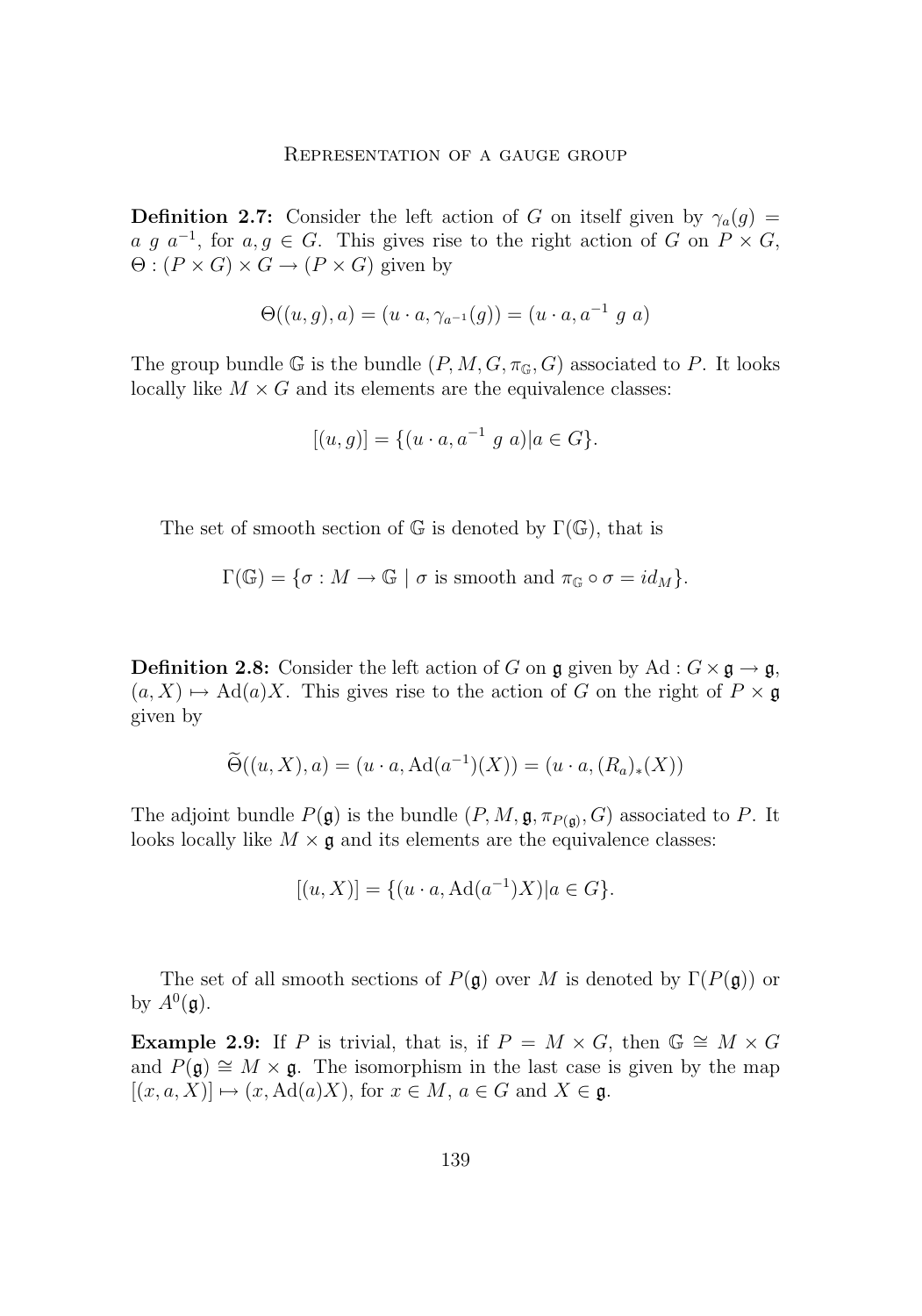**Definition 2.7:** Consider the left action of $G$ on itself given by $\gamma_a(g) = a\ g\ a^{-1}$, for $a, g \in G$. This gives rise to the right action of $G$ on $P \times G$, $\Theta : (P \times G) \times G \to (P \times G)$ given by

$$\Theta((u, g), a) = (u \cdot a, \gamma_{a^{-1}}(g)) = (u \cdot a, a^{-1}\ g\ a)$$

The group bundle $\mathbb{G}$ is the bundle $(P, M, G, \pi_{\mathbb{G}}, G)$ associated to $P$. It looks locally like $M \times G$ and its elements are the equivalence classes:

$$[(u, g)] = \{(u \cdot a, a^{-1}\ g\ a) | a \in G\}.$$

The set of smooth section of $\mathbb{G}$ is denoted by $\Gamma(\mathbb{G})$, that is

$$\Gamma(\mathbb{G}) = \{\sigma : M \to \mathbb{G} \mid \sigma \text{ is smooth and } \pi_{\mathbb{G}} \circ \sigma = id_M\}.$$

**Definition 2.8:** Consider the left action of $G$ on $\mathfrak{g}$ given by $\mathrm{Ad} : G \times \mathfrak{g} \to \mathfrak{g}$, $(a, X) \mapsto \mathrm{Ad}(a)X$. This gives rise to the action of $G$ on the right of $P \times \mathfrak{g}$ given by

$$\widetilde{\Theta}((u, X), a) = (u \cdot a, \mathrm{Ad}(a^{-1})(X)) = (u \cdot a, (R_a)_*(X))$$

The adjoint bundle $P(\mathfrak{g})$ is the bundle $(P, M, \mathfrak{g}, \pi_{P(\mathfrak{g})}, G)$ associated to $P$. It looks locally like $M \times \mathfrak{g}$ and its elements are the equivalence classes:

$$[(u, X)] = \{(u \cdot a, \mathrm{Ad}(a^{-1})X) | a \in G\}.$$

The set of all smooth sections of $P(\mathfrak{g})$ over $M$ is denoted by $\Gamma(P(\mathfrak{g}))$ or by $A^0(\mathfrak{g})$.

**Example 2.9:** If $P$ is trivial, that is, if $P = M \times G$, then $\mathbb{G} \cong M \times G$ and $P(\mathfrak{g}) \cong M \times \mathfrak{g}$. The isomorphism in the last case is given by the map $[(x, a, X)] \mapsto (x, \mathrm{Ad}(a)X)$, for $x \in M$, $a \in G$ and $X \in \mathfrak{g}$.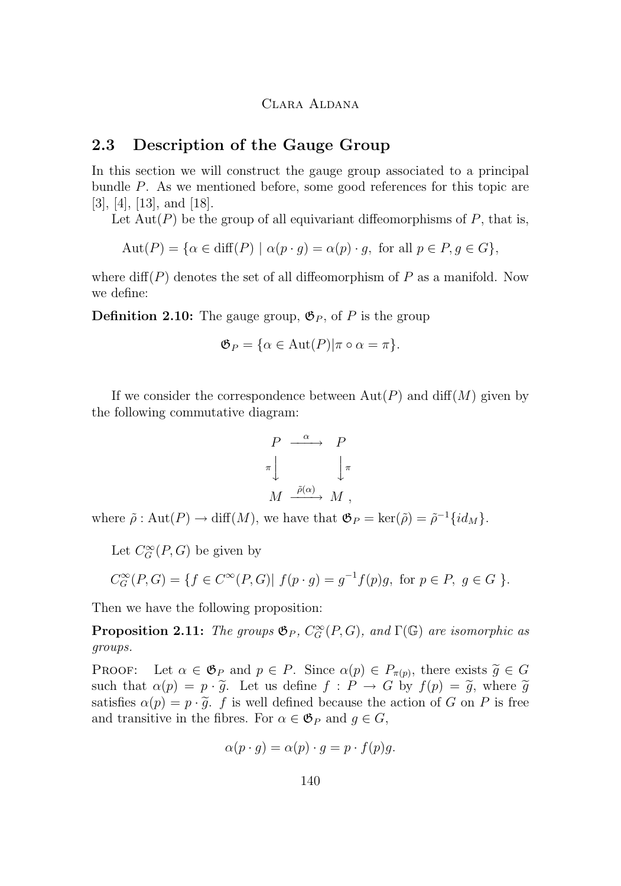## 2.3 Description of the Gauge Group

In this section we will construct the gauge group associated to a principal bundle $P$. As we mentioned before, some good references for this topic are [3], [4], [13], and [18].

Let $\mathrm{Aut}(P)$ be the group of all equivariant diffeomorphisms of $P$, that is,

$$\mathrm{Aut}(P) = \{\alpha \in \mathrm{diff}(P) \mid \alpha(p \cdot g) = \alpha(p) \cdot g, \text{ for all } p \in P, g \in G\},$$

where $\mathrm{diff}(P)$ denotes the set of all diffeomorphism of $P$ as a manifold. Now we define:

**Definition 2.10:** The gauge group, $\mathfrak{G}_P$, of $P$ is the group

$$\mathfrak{G}_P = \{\alpha \in \mathrm{Aut}(P) | \pi \circ \alpha = \pi\}.$$

If we consider the correspondence between $\mathrm{Aut}(P)$ and $\mathrm{diff}(M)$ given by the following commutative diagram:

$$\begin{array}{ccc} P & \xrightarrow{\alpha} & P \\ \pi\downarrow & & \downarrow\pi \\ M & \xrightarrow{\tilde{\rho}(\alpha)} & M \end{array},$$

where $\tilde{\rho} : \mathrm{Aut}(P) \to \mathrm{diff}(M)$, we have that $\mathfrak{G}_P = \ker(\tilde{\rho}) = \tilde{\rho}^{-1}\{id_M\}$.

Let $C^\infty_G(P, G)$ be given by

$$C^\infty_G(P, G) = \{f \in C^\infty(P, G) | \ f(p \cdot g) = g^{-1} f(p) g, \text{ for } p \in P, \ g \in G \ \}.$$

Then we have the following proposition:

**Proposition 2.11:** *The groups $\mathfrak{G}_P$, $C^\infty_G(P, G)$, and $\Gamma(\mathbb{G})$ are isomorphic as groups.*

Proof: Let $\alpha \in \mathfrak{G}_P$ and $p \in P$. Since $\alpha(p) \in P_{\pi(p)}$, there exists $\widetilde{g} \in G$ such that $\alpha(p) = p \cdot \widetilde{g}$. Let us define $f : P \to G$ by $f(p) = \widetilde{g}$, where $\widetilde{g}$ satisfies $\alpha(p) = p \cdot \widetilde{g}$. $f$ is well defined because the action of $G$ on $P$ is free and transitive in the fibres. For $\alpha \in \mathfrak{G}_P$ and $g \in G$,

$$\alpha(p \cdot g) = \alpha(p) \cdot g = p \cdot f(p) g.$$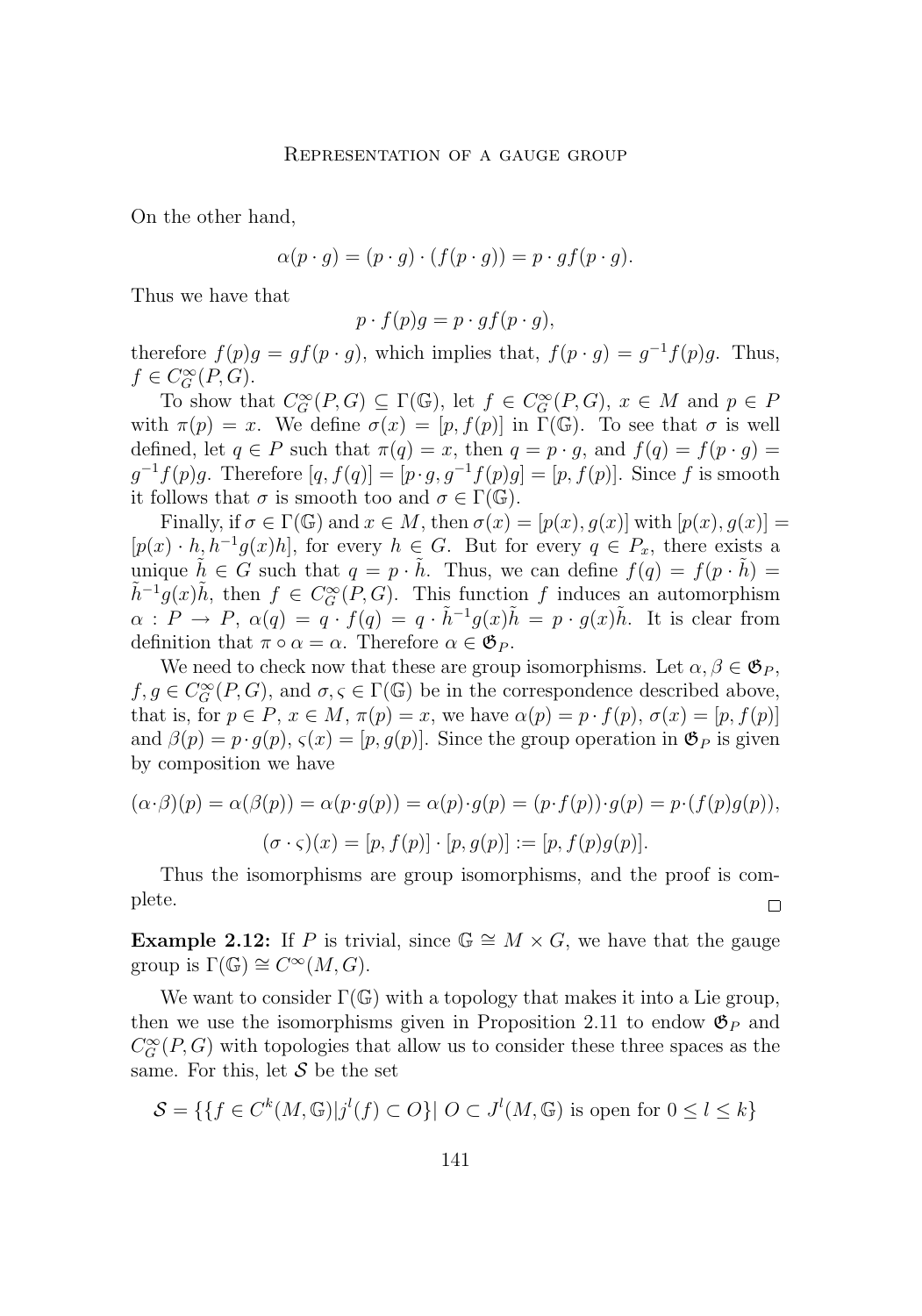On the other hand,

$$\alpha(p \cdot g) = (p \cdot g) \cdot (f(p \cdot g)) = p \cdot gf(p \cdot g).$$

Thus we have that

$$p \cdot f(p)g = p \cdot gf(p \cdot g),$$

therefore $f(p)g = gf(p \cdot g)$, which implies that, $f(p \cdot g) = g^{-1}f(p)g$. Thus, $f \in C^{\infty}_G(P, G)$.

To show that $C^{\infty}_G(P, G) \subseteq \Gamma(\mathbb{G})$, let $f \in C^{\infty}_G(P, G)$, $x \in M$ and $p \in P$ with $\pi(p) = x$. We define $\sigma(x) = [p, f(p)]$ in $\Gamma(\mathbb{G})$. To see that $\sigma$ is well defined, let $q \in P$ such that $\pi(q) = x$, then $q = p \cdot g$, and $f(q) = f(p \cdot g) = g^{-1}f(p)g$. Therefore $[q, f(q)] = [p \cdot g, g^{-1}f(p)g] = [p, f(p)]$. Since $f$ is smooth it follows that $\sigma$ is smooth too and $\sigma \in \Gamma(\mathbb{G})$.

Finally, if $\sigma \in \Gamma(\mathbb{G})$ and $x \in M$, then $\sigma(x) = [p(x), g(x)]$ with $[p(x), g(x)] = [p(x) \cdot h, h^{-1}g(x)h]$, for every $h \in G$. But for every $q \in P_x$, there exists a unique $\tilde{h} \in G$ such that $q = p \cdot \tilde{h}$. Thus, we can define $f(q) = f(p \cdot \tilde{h}) = \tilde{h}^{-1}g(x)\tilde{h}$, then $f \in C^{\infty}_G(P, G)$. This function $f$ induces an automorphism $\alpha : P \to P$, $\alpha(q) = q \cdot f(q) = q \cdot \tilde{h}^{-1}g(x)\tilde{h} = p \cdot g(x)\tilde{h}$. It is clear from definition that $\pi \circ \alpha = \alpha$. Therefore $\alpha \in \mathfrak{G}_P$.

We need to check now that these are group isomorphisms. Let $\alpha, \beta \in \mathfrak{G}_P$, $f, g \in C^{\infty}_G(P, G)$, and $\sigma, \varsigma \in \Gamma(\mathbb{G})$ be in the correspondence described above, that is, for $p \in P$, $x \in M$, $\pi(p) = x$, we have $\alpha(p) = p \cdot f(p)$, $\sigma(x) = [p, f(p)]$ and $\beta(p) = p \cdot g(p)$, $\varsigma(x) = [p, g(p)]$. Since the group operation in $\mathfrak{G}_P$ is given by composition we have

$$(\alpha \cdot \beta)(p) = \alpha(\beta(p)) = \alpha(p \cdot g(p)) = \alpha(p) \cdot g(p) = (p \cdot f(p)) \cdot g(p) = p \cdot (f(p)g(p)),$$

$$(\sigma \cdot \varsigma)(x) = [p, f(p)] \cdot [p, g(p)] := [p, f(p)g(p)].$$

Thus the isomorphisms are group isomorphisms, and the proof is complete. $\square$

**Example 2.12:** If $P$ is trivial, since $\mathbb{G} \cong M \times G$, we have that the gauge group is $\Gamma(\mathbb{G}) \cong C^{\infty}(M, G)$.

We want to consider $\Gamma(\mathbb{G})$ with a topology that makes it into a Lie group, then we use the isomorphisms given in Proposition 2.11 to endow $\mathfrak{G}_P$ and $C^{\infty}_G(P, G)$ with topologies that allow us to consider these three spaces as the same. For this, let $\mathcal{S}$ be the set

$$\mathcal{S} = \{\{f \in C^k(M, \mathbb{G}) | j^l(f) \subset O\} |\ O \subset J^l(M, \mathbb{G}) \text{ is open for } 0 \leq l \leq k\}$$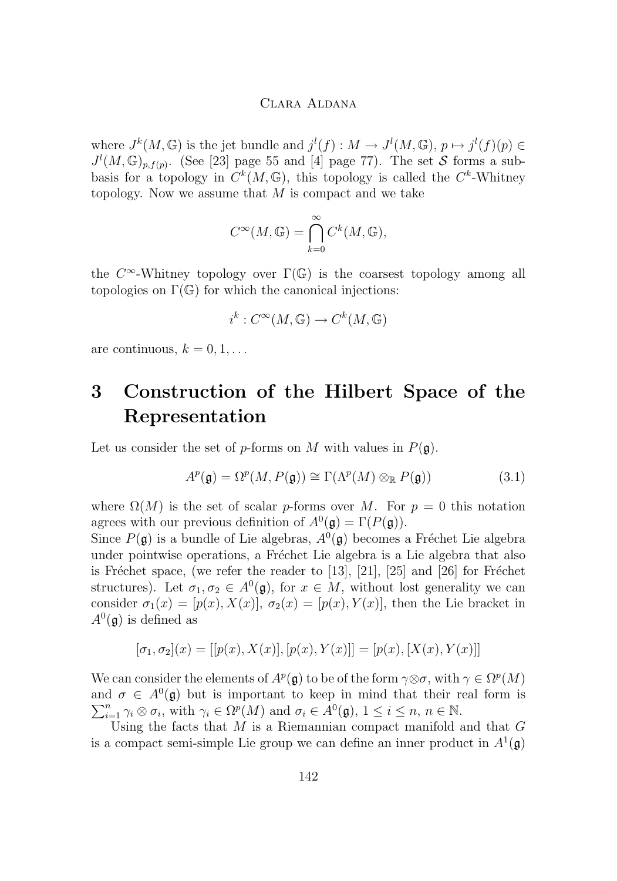where $J^k(M, \mathbb{G})$ is the jet bundle and $j^l(f) : M \to J^l(M, \mathbb{G})$, $p \mapsto j^l(f)(p) \in J^l(M, \mathbb{G})_{p,f(p)}$. (See [23] page 55 and [4] page 77). The set $\mathcal{S}$ forms a subbasis for a topology in $C^k(M, \mathbb{G})$, this topology is called the $C^k$-Whitney topology. Now we assume that $M$ is compact and we take

$$C^\infty(M, \mathbb{G}) = \bigcap_{k=0}^{\infty} C^k(M, \mathbb{G}),$$

the $C^\infty$-Whitney topology over $\Gamma(\mathbb{G})$ is the coarsest topology among all topologies on $\Gamma(\mathbb{G})$ for which the canonical injections:

$$i^k : C^\infty(M, \mathbb{G}) \to C^k(M, \mathbb{G})$$

are continuous, $k = 0, 1, \dots$

# 3 Construction of the Hilbert Space of the Representation

Let us consider the set of $p$-forms on $M$ with values in $P(\mathfrak{g})$.

$$A^p(\mathfrak{g}) = \Omega^p(M, P(\mathfrak{g})) \cong \Gamma(\Lambda^p(M) \otimes_{\mathbb{R}} P(\mathfrak{g})) \tag{3.1}$$

where $\Omega(M)$ is the set of scalar $p$-forms over $M$. For $p = 0$ this notation agrees with our previous definition of $A^0(\mathfrak{g}) = \Gamma(P(\mathfrak{g}))$.
Since $P(\mathfrak{g})$ is a bundle of Lie algebras, $A^0(\mathfrak{g})$ becomes a Fréchet Lie algebra under pointwise operations, a Fréchet Lie algebra is a Lie algebra that also is Fréchet space, (we refer the reader to [13], [21], [25] and [26] for Fréchet structures). Let $\sigma_1, \sigma_2 \in A^0(\mathfrak{g})$, for $x \in M$, without lost generality we can consider $\sigma_1(x) = [p(x), X(x)]$, $\sigma_2(x) = [p(x), Y(x)]$, then the Lie bracket in $A^0(\mathfrak{g})$ is defined as

$$[\sigma_1, \sigma_2](x) = [[p(x), X(x)], [p(x), Y(x)]] = [p(x), [X(x), Y(x)]]$$

We can consider the elements of $A^p(\mathfrak{g})$ to be of the form $\gamma \otimes \sigma$, with $\gamma \in \Omega^p(M)$ and $\sigma \in A^0(\mathfrak{g})$ but is important to keep in mind that their real form is $\sum_{i=1}^n \gamma_i \otimes \sigma_i$, with $\gamma_i \in \Omega^p(M)$ and $\sigma_i \in A^0(\mathfrak{g})$, $1 \leq i \leq n$, $n \in \mathbb{N}$.

Using the facts that $M$ is a Riemannian compact manifold and that $G$ is a compact semi-simple Lie group we can define an inner product in $A^1(\mathfrak{g})$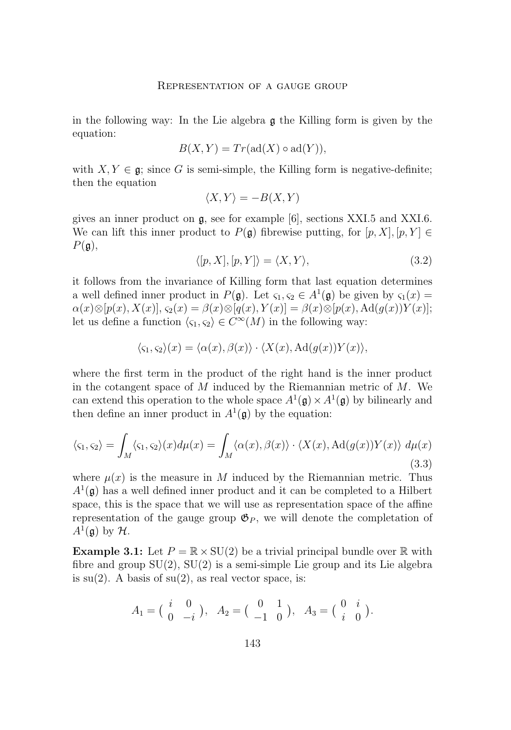in the following way: In the Lie algebra $\mathfrak{g}$ the Killing form is given by the equation:

$$B(X,Y) = Tr(\mathrm{ad}(X) \circ \mathrm{ad}(Y)),$$

with $X, Y \in \mathfrak{g}$; since $G$ is semi-simple, the Killing form is negative-definite; then the equation

$$\langle X, Y \rangle = -B(X,Y)$$

gives an inner product on $\mathfrak{g}$, see for example [6], sections XXI.5 and XXI.6. We can lift this inner product to $P(\mathfrak{g})$ fibrewise putting, for $[p, X], [p, Y] \in P(\mathfrak{g})$,

$$\langle [p, X], [p, Y] \rangle = \langle X, Y \rangle, \tag{3.2}$$

it follows from the invariance of Killing form that last equation determines a well defined inner product in $P(\mathfrak{g})$. Let $\varsigma_1, \varsigma_2 \in A^1(\mathfrak{g})$ be given by $\varsigma_1(x) = \alpha(x) \otimes [p(x), X(x)]$, $\varsigma_2(x) = \beta(x) \otimes [q(x), Y(x)] = \beta(x) \otimes [p(x), \mathrm{Ad}(g(x))Y(x)]$; let us define a function $\langle \varsigma_1, \varsigma_2 \rangle \in C^\infty(M)$ in the following way:

$$\langle \varsigma_1, \varsigma_2 \rangle(x) = \langle \alpha(x), \beta(x) \rangle \cdot \langle X(x), \mathrm{Ad}(g(x))Y(x) \rangle,$$

where the first term in the product of the right hand is the inner product in the cotangent space of $M$ induced by the Riemannian metric of $M$. We can extend this operation to the whole space $A^1(\mathfrak{g}) \times A^1(\mathfrak{g})$ by bilinearly and then define an inner product in $A^1(\mathfrak{g})$ by the equation:

$$\langle \varsigma_1, \varsigma_2 \rangle = \int_M \langle \varsigma_1, \varsigma_2 \rangle(x) d\mu(x) = \int_M \langle \alpha(x), \beta(x) \rangle \cdot \langle X(x), \mathrm{Ad}(g(x))Y(x) \rangle \, d\mu(x) \tag{3.3}$$

where $\mu(x)$ is the measure in $M$ induced by the Riemannian metric. Thus $A^1(\mathfrak{g})$ has a well defined inner product and it can be completed to a Hilbert space, this is the space that we will use as representation space of the affine representation of the gauge group $\mathfrak{G}_P$, we will denote the completation of $A^1(\mathfrak{g})$ by $\mathcal{H}$.

**Example 3.1:** Let $P = \mathbb{R} \times \mathrm{SU}(2)$ be a trivial principal bundle over $\mathbb{R}$ with fibre and group $\mathrm{SU}(2)$, $\mathrm{SU}(2)$ is a semi-simple Lie group and its Lie algebra is $\mathrm{su}(2)$. A basis of $\mathrm{su}(2)$, as real vector space, is:

$$A_1 = \begin{pmatrix} i & 0 \\ 0 & -i \end{pmatrix}, \quad A_2 = \begin{pmatrix} 0 & 1 \\ -1 & 0 \end{pmatrix}, \quad A_3 = \begin{pmatrix} 0 & i \\ i & 0 \end{pmatrix}.$$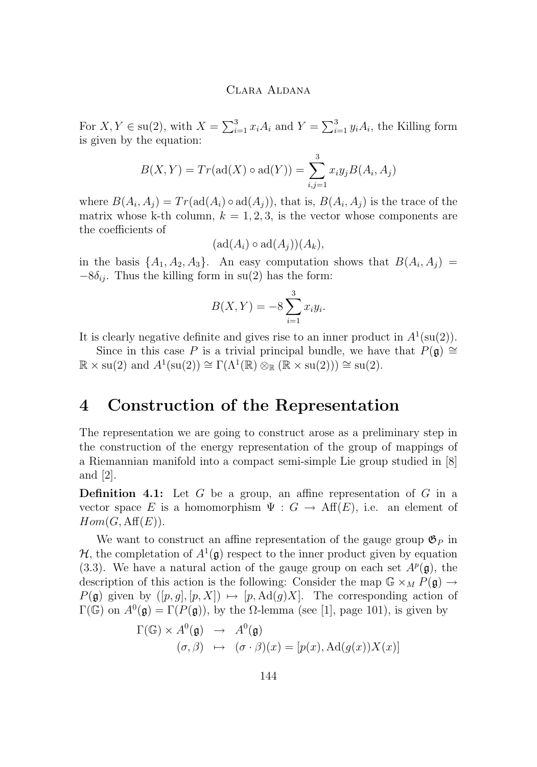For $X, Y \in \mathrm{su}(2)$, with $X = \sum_{i=1}^{3} x_i A_i$ and $Y = \sum_{i=1}^{3} y_i A_i$, the Killing form is given by the equation:

$$B(X,Y) = Tr(\mathrm{ad}(X) \circ \mathrm{ad}(Y)) = \sum_{i,j=1}^{3} x_i y_j B(A_i, A_j)$$

where $B(A_i, A_j) = Tr(\mathrm{ad}(A_i) \circ \mathrm{ad}(A_j))$, that is, $B(A_i, A_j)$ is the trace of the matrix whose k-th column, $k = 1, 2, 3$, is the vector whose components are the coefficients of

$$(\mathrm{ad}(A_i) \circ \mathrm{ad}(A_j))(A_k),$$

in the basis $\{A_1, A_2, A_3\}$. An easy computation shows that $B(A_i, A_j) = -8\delta_{ij}$. Thus the killing form in su(2) has the form:

$$B(X,Y) = -8 \sum_{i=1}^{3} x_i y_i.$$

It is clearly negative definite and gives rise to an inner product in $A^1(\mathrm{su}(2))$.

Since in this case $P$ is a trivial principal bundle, we have that $P(\mathfrak{g}) \cong \mathbb{R} \times \mathrm{su}(2)$ and $A^1(\mathrm{su}(2)) \cong \Gamma(\Lambda^1(\mathbb{R}) \otimes_{\mathbb{R}} (\mathbb{R} \times \mathrm{su}(2))) \cong \mathrm{su}(2)$.

# 4 Construction of the Representation

The representation we are going to construct arose as a preliminary step in the construction of the energy representation of the group of mappings of a Riemannian manifold into a compact semi-simple Lie group studied in [8] and [2].

**Definition 4.1:** Let $G$ be a group, an affine representation of $G$ in a vector space $E$ is a homomorphism $\Psi : G \to \mathrm{Aff}(E)$, i.e. an element of $Hom(G, \mathrm{Aff}(E))$.

We want to construct an affine representation of the gauge group $\mathfrak{G}_P$ in $\mathcal{H}$, the completation of $A^1(\mathfrak{g})$ respect to the inner product given by equation (3.3). We have a natural action of the gauge group on each set $A^p(\mathfrak{g})$, the description of this action is the following: Consider the map $\mathbb{G} \times_M P(\mathfrak{g}) \to P(\mathfrak{g})$ given by $([p, g], [p, X]) \mapsto [p, \mathrm{Ad}(g)X]$. The corresponding action of $\Gamma(\mathbb{G})$ on $A^0(\mathfrak{g}) = \Gamma(P(\mathfrak{g}))$, by the $\Omega$-lemma (see [1], page 101), is given by

$$\begin{aligned} \Gamma(\mathbb{G}) \times A^0(\mathfrak{g}) &\to A^0(\mathfrak{g}) \\ (\sigma, \beta) &\mapsto (\sigma \cdot \beta)(x) = [p(x), \mathrm{Ad}(g(x))X(x)] \end{aligned}$$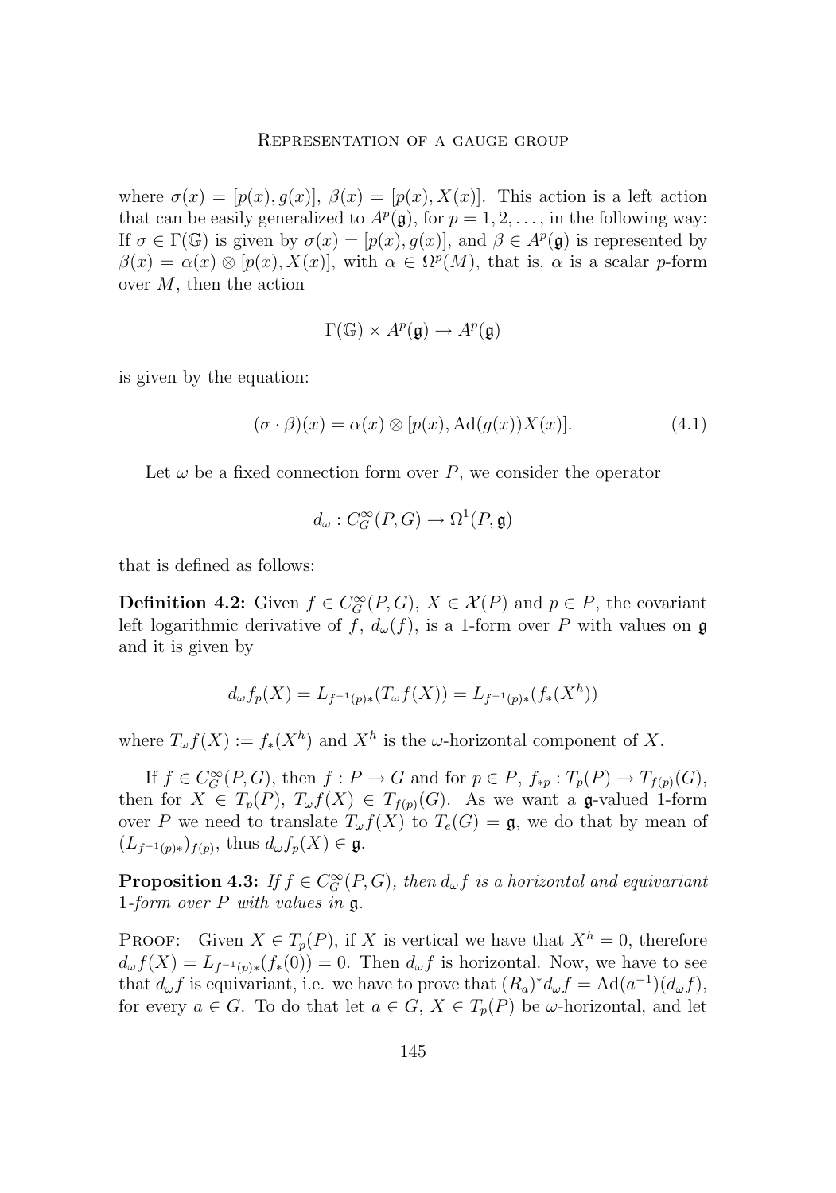where $\sigma(x) = [p(x), g(x)]$, $\beta(x) = [p(x), X(x)]$. This action is a left action that can be easily generalized to $A^p(\mathfrak{g})$, for $p = 1, 2, \ldots$, in the following way: If $\sigma \in \Gamma(\mathbb{G})$ is given by $\sigma(x) = [p(x), g(x)]$, and $\beta \in A^p(\mathfrak{g})$ is represented by $\beta(x) = \alpha(x) \otimes [p(x), X(x)]$, with $\alpha \in \Omega^p(M)$, that is, $\alpha$ is a scalar $p$-form over $M$, then the action

$$\Gamma(\mathbb{G}) \times A^p(\mathfrak{g}) \to A^p(\mathfrak{g})$$

is given by the equation:

$$(\sigma \cdot \beta)(x) = \alpha(x) \otimes [p(x), \mathrm{Ad}(g(x))X(x)]. \tag{4.1}$$

Let $\omega$ be a fixed connection form over $P$, we consider the operator

$$d_\omega : C^\infty_G(P, G) \to \Omega^1(P, \mathfrak{g})$$

that is defined as follows:

**Definition 4.2:** Given $f \in C^\infty_G(P, G)$, $X \in \mathcal{X}(P)$ and $p \in P$, the covariant left logarithmic derivative of $f$, $d_\omega(f)$, is a 1-form over $P$ with values on $\mathfrak{g}$ and it is given by

$$d_\omega f_p(X) = L_{f^{-1}(p)*}(T_\omega f(X)) = L_{f^{-1}(p)*}(f_*(X^h))$$

where $T_\omega f(X) := f_*(X^h)$ and $X^h$ is the $\omega$-horizontal component of $X$.

If $f \in C^\infty_G(P, G)$, then $f : P \to G$ and for $p \in P$, $f_{*p} : T_p(P) \to T_{f(p)}(G)$, then for $X \in T_p(P)$, $T_\omega f(X) \in T_{f(p)}(G)$. As we want a $\mathfrak{g}$-valued 1-form over $P$ we need to translate $T_\omega f(X)$ to $T_e(G) = \mathfrak{g}$, we do that by mean of $(L_{f^{-1}(p)*})_{f(p)}$, thus $d_\omega f_p(X) \in \mathfrak{g}$.

**Proposition 4.3:** *If $f \in C^\infty_G(P, G)$, then $d_\omega f$ is a horizontal and equivariant 1-form over $P$ with values in $\mathfrak{g}$.*

Proof: Given $X \in T_p(P)$, if $X$ is vertical we have that $X^h = 0$, therefore $d_\omega f(X) = L_{f^{-1}(p)*}(f_*(0)) = 0$. Then $d_\omega f$ is horizontal. Now, we have to see that $d_\omega f$ is equivariant, i.e. we have to prove that $(R_a)^* d_\omega f = \mathrm{Ad}(a^{-1})(d_\omega f)$, for every $a \in G$. To do that let $a \in G$, $X \in T_p(P)$ be $\omega$-horizontal, and let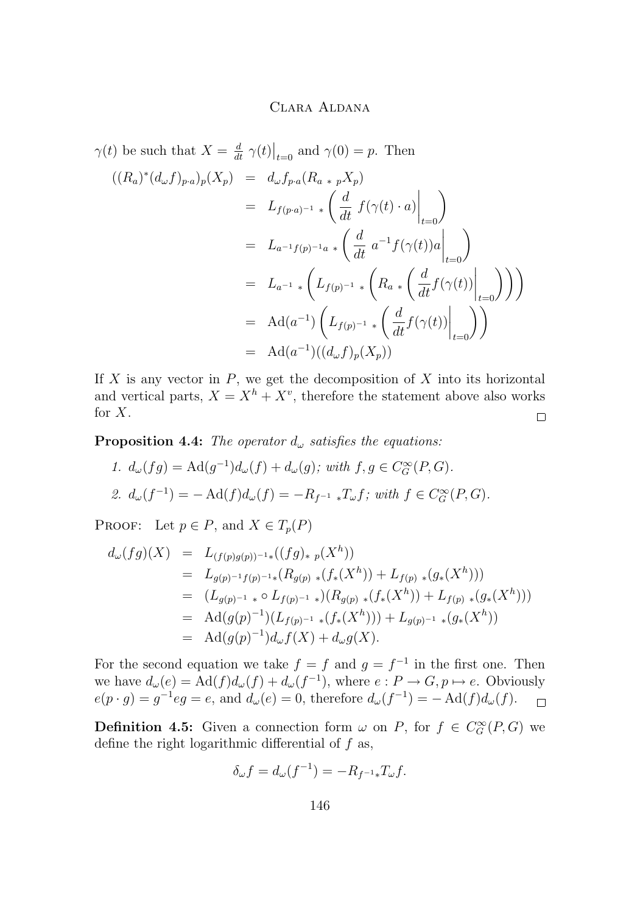$\gamma(t)$ be such that $X = \frac{d}{dt}\, \gamma(t)\big|_{t=0}$ and $\gamma(0) = p$. Then

$$
\begin{aligned}
((R_a)^*(d_\omega f)_{p\cdot a})_p(X_p) &= d_\omega f_{p\cdot a}(R_{a\ *\ p}X_p) \\
&= L_{f(p\cdot a)^{-1}\ *}\left(\frac{d}{dt}\ f(\gamma(t)\cdot a)\bigg|_{t=0}\right) \\
&= L_{a^{-1}f(p)^{-1}a\ *}\left(\frac{d}{dt}\ a^{-1}f(\gamma(t))a\bigg|_{t=0}\right) \\
&= L_{a^{-1}\ *}\left(L_{f(p)^{-1}\ *}\left(R_{a\ *}\left(\frac{d}{dt}f(\gamma(t))\bigg|_{t=0}\right)\right)\right) \\
&= \mathrm{Ad}(a^{-1})\left(L_{f(p)^{-1}\ *}\left(\frac{d}{dt}f(\gamma(t))\bigg|_{t=0}\right)\right) \\
&= \mathrm{Ad}(a^{-1})((d_\omega f)_p(X_p))
\end{aligned}
$$

If $X$ is any vector in $P$, we get the decomposition of $X$ into its horizontal and vertical parts, $X = X^h + X^v$, therefore the statement above also works for $X$. $\square$

**Proposition 4.4:** *The operator $d_\omega$ satisfies the equations:*

1. $d_\omega(fg) = \mathrm{Ad}(g^{-1})d_\omega(f) + d_\omega(g)$*; with* $f, g \in C^\infty_G(P, G)$*.*
2. $d_\omega(f^{-1}) = -\mathrm{Ad}(f)d_\omega(f) = -R_{f^{-1}\ *}T_\omega f$*; with* $f \in C^\infty_G(P, G)$*.*

Proof: Let $p \in P$, and $X \in T_p(P)$

$$
\begin{aligned}
d_\omega(fg)(X) &= L_{(f(p)g(p))^{-1}*}((fg)_{*\ p}(X^h)) \\
&= L_{g(p)^{-1}f(p)^{-1}*}(R_{g(p)\ *}(f_*(X^h)) + L_{f(p)\ *}(g_*(X^h))) \\
&= (L_{g(p)^{-1}\ *} \circ L_{f(p)^{-1}\ *})(R_{g(p)\ *}(f_*(X^h)) + L_{f(p)\ *}(g_*(X^h))) \\
&= \mathrm{Ad}(g(p)^{-1})(L_{f(p)^{-1}\ *}(f_*(X^h))) + L_{g(p)^{-1}\ *}(g_*(X^h)) \\
&= \mathrm{Ad}(g(p)^{-1})d_\omega f(X) + d_\omega g(X).
\end{aligned}
$$

For the second equation we take $f = f$ and $g = f^{-1}$ in the first one. Then we have $d_\omega(e) = \mathrm{Ad}(f)d_\omega(f) + d_\omega(f^{-1})$, where $e : P \to G, p \mapsto e$. Obviously $e(p\cdot g) = g^{-1}eg = e$, and $d_\omega(e) = 0$, therefore $d_\omega(f^{-1}) = -\mathrm{Ad}(f)d_\omega(f)$. $\square$

**Definition 4.5:** Given a connection form $\omega$ on $P$, for $f \in C^\infty_G(P, G)$ we define the right logarithmic differential of $f$ as,

$$\delta_\omega f = d_\omega(f^{-1}) = -R_{f^{-1}*}T_\omega f.$$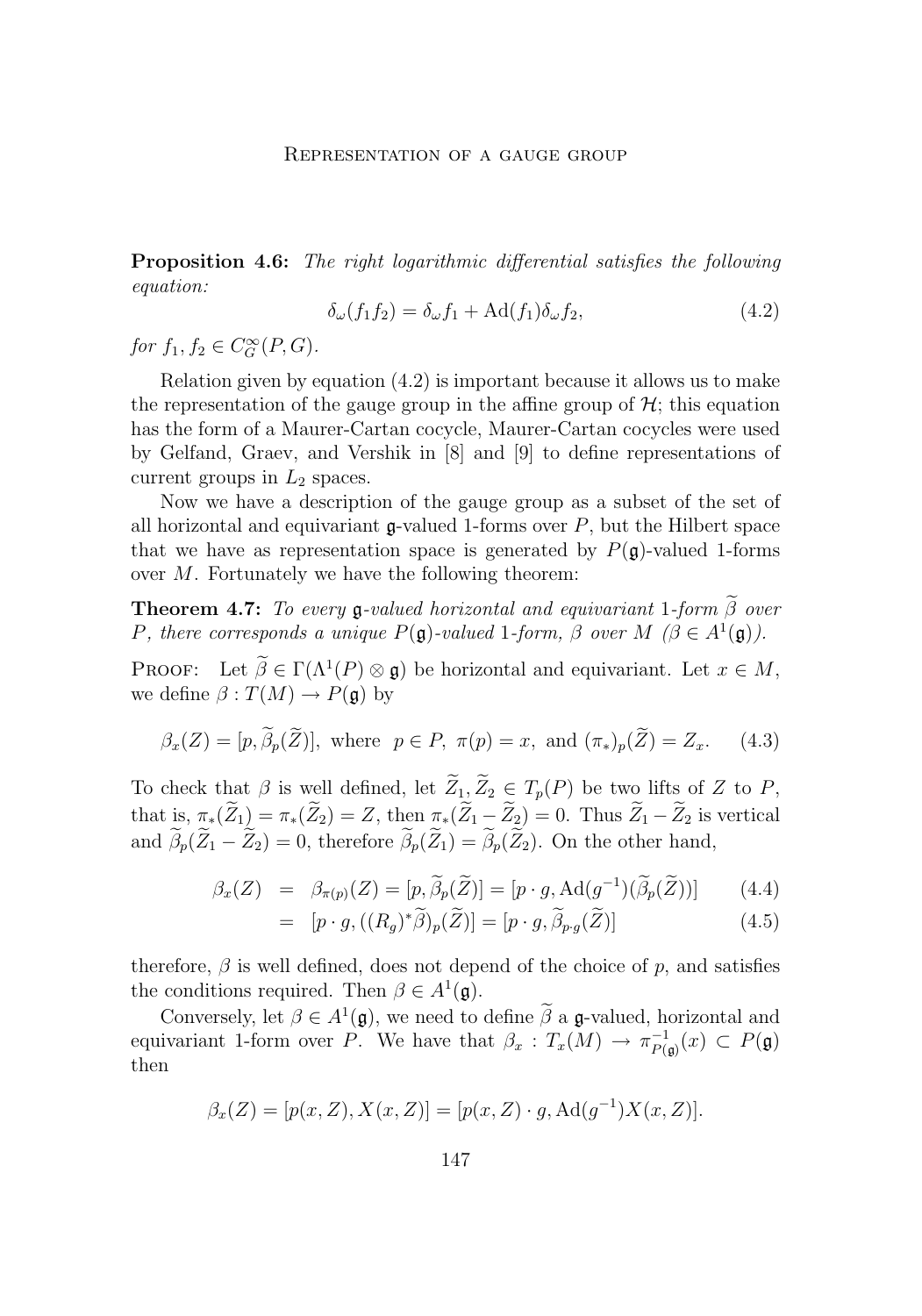**Proposition 4.6:** *The right logarithmic differential satisfies the following equation:*

$$\delta_\omega(f_1 f_2) = \delta_\omega f_1 + \mathrm{Ad}(f_1)\delta_\omega f_2, \tag{4.2}$$

*for* $f_1, f_2 \in C^\infty_G(P, G)$.

Relation given by equation (4.2) is important because it allows us to make the representation of the gauge group in the affine group of $\mathcal{H}$; this equation has the form of a Maurer-Cartan cocycle, Maurer-Cartan cocycles were used by Gelfand, Graev, and Vershik in [8] and [9] to define representations of current groups in $L_2$ spaces.

Now we have a description of the gauge group as a subset of the set of all horizontal and equivariant $\mathfrak{g}$-valued 1-forms over $P$, but the Hilbert space that we have as representation space is generated by $P(\mathfrak{g})$-valued 1-forms over $M$. Fortunately we have the following theorem:

**Theorem 4.7:** *To every $\mathfrak{g}$-valued horizontal and equivariant 1-form $\widetilde{\beta}$ over $P$, there corresponds a unique $P(\mathfrak{g})$-valued 1-form, $\beta$ over $M$ ($\beta \in A^1(\mathfrak{g})$).*

Proof: Let $\widetilde{\beta} \in \Gamma(\Lambda^1(P) \otimes \mathfrak{g})$ be horizontal and equivariant. Let $x \in M$, we define $\beta : T(M) \to P(\mathfrak{g})$ by

$$\beta_x(Z) = [p, \widetilde{\beta}_p(\widetilde{Z})], \text{ where } p \in P, \ \pi(p) = x, \text{ and } (\pi_*)_p(\widetilde{Z}) = Z_x. \tag{4.3}$$

To check that $\beta$ is well defined, let $\widetilde{Z}_1, \widetilde{Z}_2 \in T_p(P)$ be two lifts of $Z$ to $P$, that is, $\pi_*(\widetilde{Z}_1) = \pi_*(\widetilde{Z}_2) = Z$, then $\pi_*(\widetilde{Z}_1 - \widetilde{Z}_2) = 0$. Thus $\widetilde{Z}_1 - \widetilde{Z}_2$ is vertical and $\widetilde{\beta}_p(\widetilde{Z}_1 - \widetilde{Z}_2) = 0$, therefore $\widetilde{\beta}_p(\widetilde{Z}_1) = \widetilde{\beta}_p(\widetilde{Z}_2)$. On the other hand,

$$\beta_x(Z) = \beta_{\pi(p)}(Z) = [p, \widetilde{\beta}_p(\widetilde{Z})] = [p \cdot g, \mathrm{Ad}(g^{-1})(\widetilde{\beta}_p(\widetilde{Z}))] \tag{4.4}$$

$$= [p \cdot g, ((R_g)^* \widetilde{\beta})_p(\widetilde{Z})] = [p \cdot g, \widetilde{\beta}_{p \cdot g}(\widetilde{Z})] \tag{4.5}$$

therefore, $\beta$ is well defined, does not depend of the choice of $p$, and satisfies the conditions required. Then $\beta \in A^1(\mathfrak{g})$.

Conversely, let $\beta \in A^1(\mathfrak{g})$, we need to define $\widetilde{\beta}$ a $\mathfrak{g}$-valued, horizontal and equivariant 1-form over $P$. We have that $\beta_x : T_x(M) \to \pi^{-1}_{P(\mathfrak{g})}(x) \subset P(\mathfrak{g})$ then

$$\beta_x(Z) = [p(x, Z), X(x, Z)] = [p(x, Z) \cdot g, \mathrm{Ad}(g^{-1})X(x, Z)].$$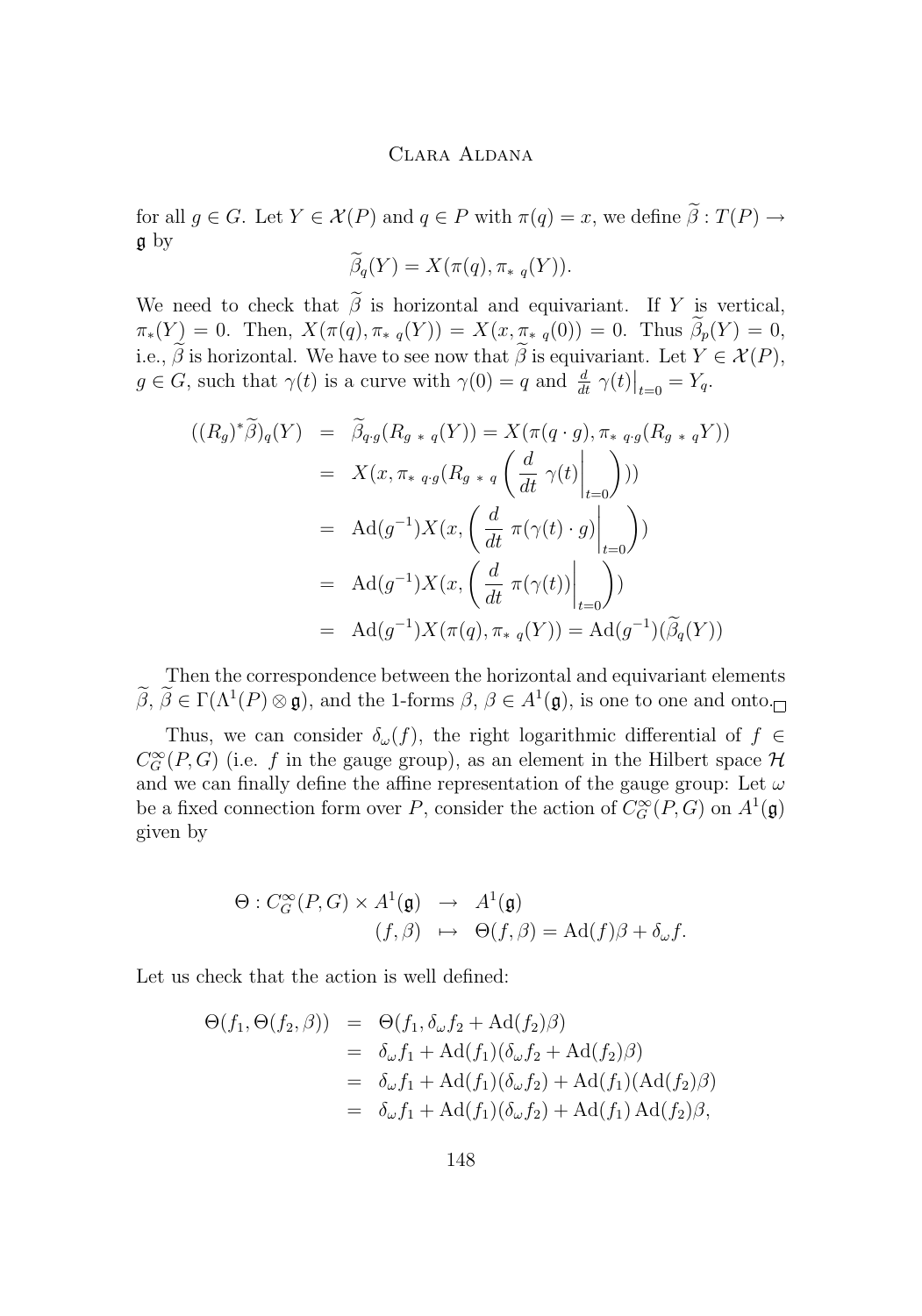for all $g \in G$. Let $Y \in \mathcal{X}(P)$ and $q \in P$ with $\pi(q) = x$, we define $\widetilde{\beta} : T(P) \to \mathfrak{g}$ by

$$\widetilde{\beta}_q(Y) = X(\pi(q), \pi_{*\,q}(Y)).$$

We need to check that $\widetilde{\beta}$ is horizontal and equivariant. If $Y$ is vertical, $\pi_*(Y) = 0$. Then, $X(\pi(q), \pi_{*\,q}(Y)) = X(x, \pi_{*\,q}(0)) = 0$. Thus $\widetilde{\beta}_p(Y) = 0$, i.e., $\widetilde{\beta}$ is horizontal. We have to see now that $\widetilde{\beta}$ is equivariant. Let $Y \in \mathcal{X}(P)$, $g \in G$, such that $\gamma(t)$ is a curve with $\gamma(0) = q$ and $\frac{d}{dt}\,\gamma(t)\big|_{t=0} = Y_q$.

$$\begin{aligned}
((R_g)^*\widetilde{\beta})_q(Y) &= \widetilde{\beta}_{q\cdot g}(R_{g\,*\,q}(Y)) = X(\pi(q\cdot g), \pi_{*\,q\cdot g}(R_{g\,*\,q}Y)) \\
&= X(x, \pi_{*\,q\cdot g}(R_{g\,*\,q}\left(\frac{d}{dt}\,\gamma(t)\bigg|_{t=0}\right))) \\
&= \mathrm{Ad}(g^{-1})X(x, \left(\frac{d}{dt}\,\pi(\gamma(t)\cdot g)\bigg|_{t=0}\right)) \\
&= \mathrm{Ad}(g^{-1})X(x, \left(\frac{d}{dt}\,\pi(\gamma(t))\bigg|_{t=0}\right)) \\
&= \mathrm{Ad}(g^{-1})X(\pi(q), \pi_{*\,q}(Y)) = \mathrm{Ad}(g^{-1})(\widetilde{\beta}_q(Y))
\end{aligned}$$

Then the correspondence between the horizontal and equivariant elements $\widetilde{\beta}$, $\widetilde{\beta} \in \Gamma(\Lambda^1(P) \otimes \mathfrak{g})$, and the 1-forms $\beta$, $\beta \in A^1(\mathfrak{g})$, is one to one and onto. $\square$

Thus, we can consider $\delta_\omega(f)$, the right logarithmic differential of $f \in C^\infty_G(P, G)$ (i.e. $f$ in the gauge group), as an element in the Hilbert space $\mathcal{H}$ and we can finally define the affine representation of the gauge group: Let $\omega$ be a fixed connection form over $P$, consider the action of $C^\infty_G(P, G)$ on $A^1(\mathfrak{g})$ given by

$$\begin{aligned}
\Theta : C^\infty_G(P, G) \times A^1(\mathfrak{g}) &\to A^1(\mathfrak{g}) \\
(f, \beta) &\mapsto \Theta(f, \beta) = \mathrm{Ad}(f)\beta + \delta_\omega f.
\end{aligned}$$

Let us check that the action is well defined:

$$\begin{aligned}
\Theta(f_1, \Theta(f_2, \beta)) &= \Theta(f_1, \delta_\omega f_2 + \mathrm{Ad}(f_2)\beta) \\
&= \delta_\omega f_1 + \mathrm{Ad}(f_1)(\delta_\omega f_2 + \mathrm{Ad}(f_2)\beta) \\
&= \delta_\omega f_1 + \mathrm{Ad}(f_1)(\delta_\omega f_2) + \mathrm{Ad}(f_1)(\mathrm{Ad}(f_2)\beta) \\
&= \delta_\omega f_1 + \mathrm{Ad}(f_1)(\delta_\omega f_2) + \mathrm{Ad}(f_1)\,\mathrm{Ad}(f_2)\beta,
\end{aligned}$$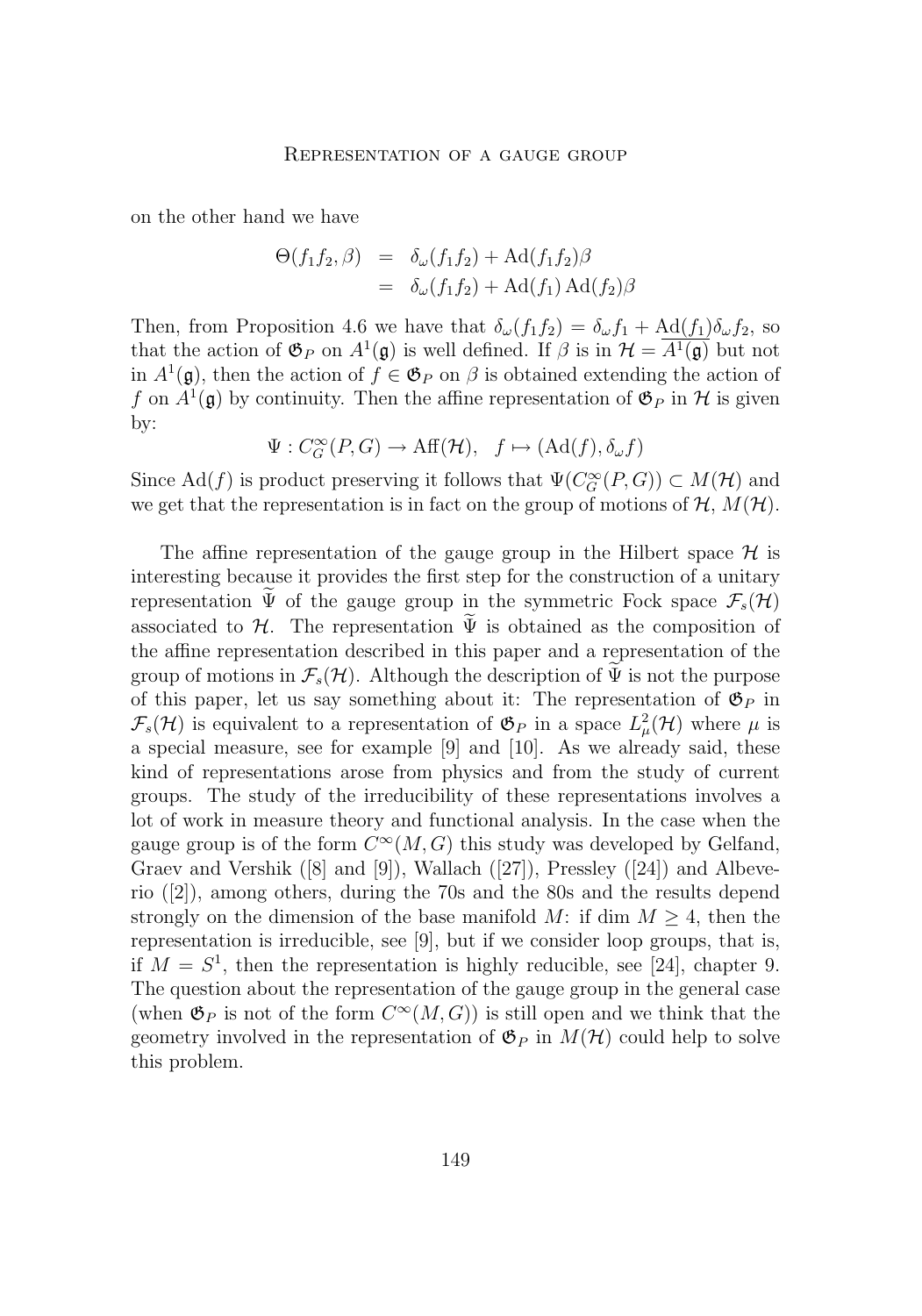on the other hand we have

$$\begin{aligned}
\Theta(f_1 f_2, \beta) &= \delta_\omega(f_1 f_2) + \operatorname{Ad}(f_1 f_2)\beta \\
&= \delta_\omega(f_1 f_2) + \operatorname{Ad}(f_1)\operatorname{Ad}(f_2)\beta
\end{aligned}$$

Then, from Proposition 4.6 we have that $\delta_\omega(f_1 f_2) = \delta_\omega f_1 + \underline{\operatorname{Ad}(f_1)}\delta_\omega f_2$, so that the action of $\mathfrak{G}_P$ on $A^1(\mathfrak{g})$ is well defined. If $\beta$ is in $\mathcal{H} = \overline{A^1(\mathfrak{g})}$ but not in $A^1(\mathfrak{g})$, then the action of $f \in \mathfrak{G}_P$ on $\beta$ is obtained extending the action of $f$ on $A^1(\mathfrak{g})$ by continuity. Then the affine representation of $\mathfrak{G}_P$ in $\mathcal{H}$ is given by:

$$\Psi : C^\infty_G(P, G) \to \operatorname{Aff}(\mathcal{H}), \quad f \mapsto (\operatorname{Ad}(f), \delta_\omega f)$$

Since $\operatorname{Ad}(f)$ is product preserving it follows that $\Psi(C^\infty_G(P, G)) \subset M(\mathcal{H})$ and we get that the representation is in fact on the group of motions of $\mathcal{H}$, $M(\mathcal{H})$.

The affine representation of the gauge group in the Hilbert space $\mathcal{H}$ is interesting because it provides the first step for the construction of a unitary representation $\widetilde{\Psi}$ of the gauge group in the symmetric Fock space $\mathcal{F}_s(\mathcal{H})$ associated to $\mathcal{H}$. The representation $\widetilde{\Psi}$ is obtained as the composition of the affine representation described in this paper and a representation of the group of motions in $\mathcal{F}_s(\mathcal{H})$. Although the description of $\widetilde{\Psi}$ is not the purpose of this paper, let us say something about it: The representation of $\mathfrak{G}_P$ in $\mathcal{F}_s(\mathcal{H})$ is equivalent to a representation of $\mathfrak{G}_P$ in a space $L^2_\mu(\mathcal{H})$ where $\mu$ is a special measure, see for example [9] and [10]. As we already said, these kind of representations arose from physics and from the study of current groups. The study of the irreducibility of these representations involves a lot of work in measure theory and functional analysis. In the case when the gauge group is of the form $C^\infty(M, G)$ this study was developed by Gelfand, Graev and Vershik ([8] and [9]), Wallach ([27]), Pressley ([24]) and Albeverio ([2]), among others, during the 70s and the 80s and the results depend strongly on the dimension of the base manifold $M$: if $\dim M \geq 4$, then the representation is irreducible, see [9], but if we consider loop groups, that is, if $M = S^1$, then the representation is highly reducible, see [24], chapter 9. The question about the representation of the gauge group in the general case (when $\mathfrak{G}_P$ is not of the form $C^\infty(M, G)$) is still open and we think that the geometry involved in the representation of $\mathfrak{G}_P$ in $M(\mathcal{H})$ could help to solve this problem.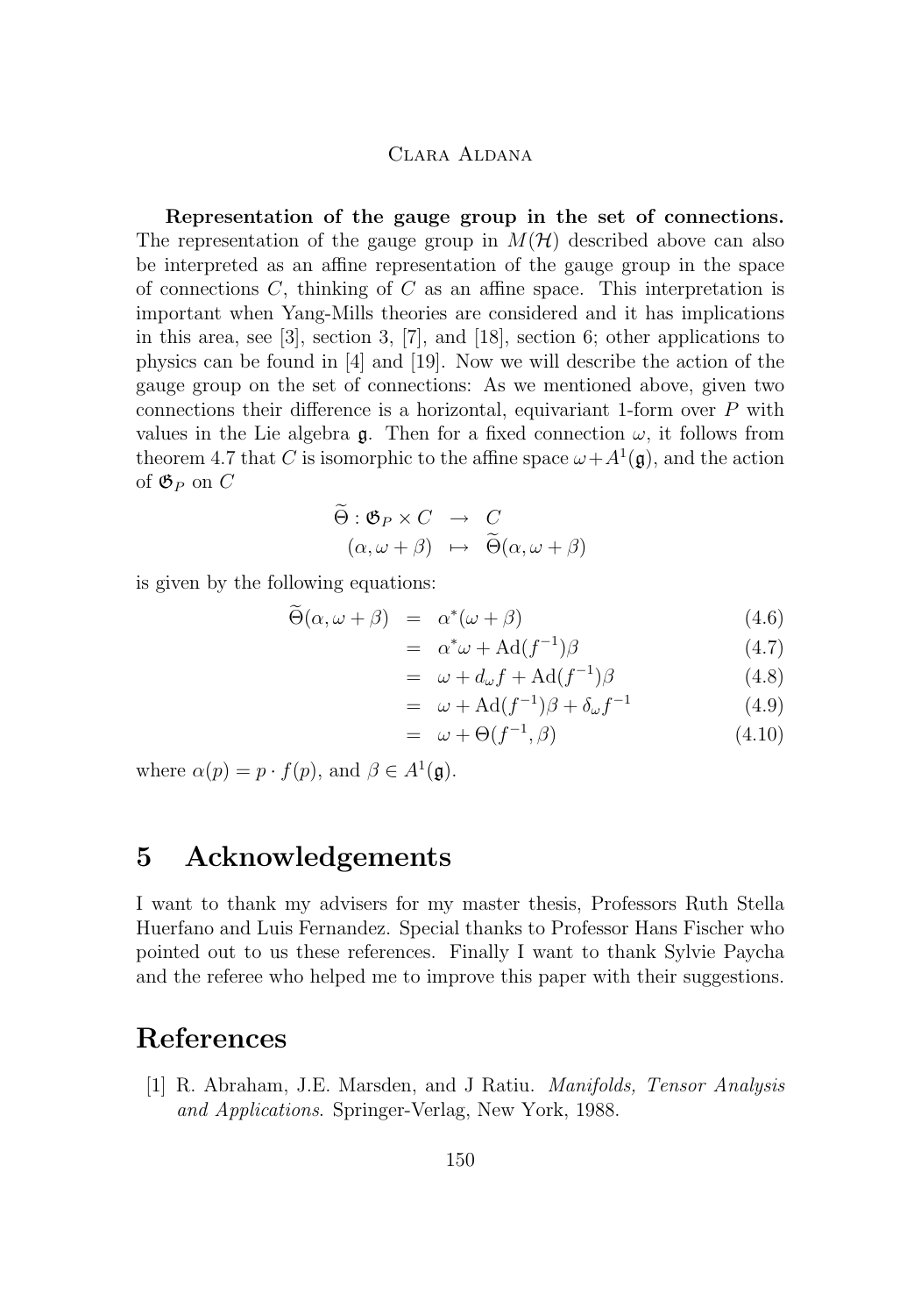**Representation of the gauge group in the set of connections.** The representation of the gauge group in $M(\mathcal{H})$ described above can also be interpreted as an affine representation of the gauge group in the space of connections $C$, thinking of $C$ as an affine space. This interpretation is important when Yang-Mills theories are considered and it has implications in this area, see [3], section 3, [7], and [18], section 6; other applications to physics can be found in [4] and [19]. Now we will describe the action of the gauge group on the set of connections: As we mentioned above, given two connections their difference is a horizontal, equivariant 1-form over $P$ with values in the Lie algebra $\mathfrak{g}$. Then for a fixed connection $\omega$, it follows from theorem 4.7 that $C$ is isomorphic to the affine space $\omega + A^1(\mathfrak{g})$, and the action of $\mathfrak{G}_P$ on $C$

$$
\begin{aligned}
\widetilde{\Theta} : \mathfrak{G}_P \times C &\rightarrow C \\
(\alpha, \omega + \beta) &\mapsto \widetilde{\Theta}(\alpha, \omega + \beta)
\end{aligned}
$$

is given by the following equations:

$$
\begin{aligned}
\widetilde{\Theta}(\alpha, \omega + \beta) &= \alpha^*(\omega + \beta) && (4.6)\\
&= \alpha^*\omega + \mathrm{Ad}(f^{-1})\beta && (4.7)\\
&= \omega + d_\omega f + \mathrm{Ad}(f^{-1})\beta && (4.8)\\
&= \omega + \mathrm{Ad}(f^{-1})\beta + \delta_\omega f^{-1} && (4.9)\\
&= \omega + \Theta(f^{-1}, \beta) && (4.10)
\end{aligned}
$$

where $\alpha(p) = p \cdot f(p)$, and $\beta \in A^1(\mathfrak{g})$.

# 5 Acknowledgements

I want to thank my advisers for my master thesis, Professors Ruth Stella Huerfano and Luis Fernandez. Special thanks to Professor Hans Fischer who pointed out to us these references. Finally I want to thank Sylvie Paycha and the referee who helped me to improve this paper with their suggestions.

# References

[1] R. Abraham, J.E. Marsden, and J Ratiu. *Manifolds, Tensor Analysis and Applications*. Springer-Verlag, New York, 1988.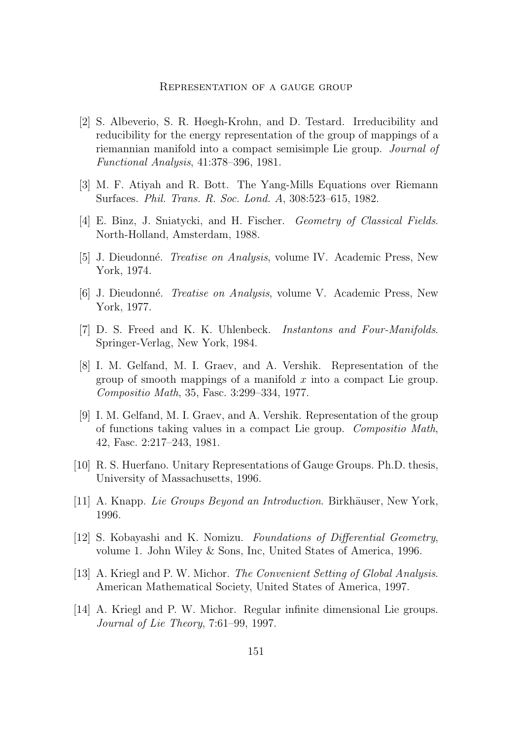[2] S. Albeverio, S. R. Høegh-Krohn, and D. Testard. Irreducibility and reducibility for the energy representation of the group of mappings of a riemannian manifold into a compact semisimple Lie group. *Journal of Functional Analysis*, 41:378–396, 1981.

[3] M. F. Atiyah and R. Bott. The Yang-Mills Equations over Riemann Surfaces. *Phil. Trans. R. Soc. Lond. A*, 308:523–615, 1982.

[4] E. Binz, J. Sniatycki, and H. Fischer. *Geometry of Classical Fields*. North-Holland, Amsterdam, 1988.

[5] J. Dieudonné. *Treatise on Analysis*, volume IV. Academic Press, New York, 1974.

[6] J. Dieudonné. *Treatise on Analysis*, volume V. Academic Press, New York, 1977.

[7] D. S. Freed and K. K. Uhlenbeck. *Instantons and Four-Manifolds*. Springer-Verlag, New York, 1984.

[8] I. M. Gelfand, M. I. Graev, and A. Vershik. Representation of the group of smooth mappings of a manifold $x$ into a compact Lie group. *Compositio Math*, 35, Fasc. 3:299–334, 1977.

[9] I. M. Gelfand, M. I. Graev, and A. Vershik. Representation of the group of functions taking values in a compact Lie group. *Compositio Math*, 42, Fasc. 2:217–243, 1981.

[10] R. S. Huerfano. Unitary Representations of Gauge Groups. Ph.D. thesis, University of Massachusetts, 1996.

[11] A. Knapp. *Lie Groups Beyond an Introduction*. Birkhäuser, New York, 1996.

[12] S. Kobayashi and K. Nomizu. *Foundations of Differential Geometry*, volume 1. John Wiley & Sons, Inc, United States of America, 1996.

[13] A. Kriegl and P. W. Michor. *The Convenient Setting of Global Analysis*. American Mathematical Society, United States of America, 1997.

[14] A. Kriegl and P. W. Michor. Regular infinite dimensional Lie groups. *Journal of Lie Theory*, 7:61–99, 1997.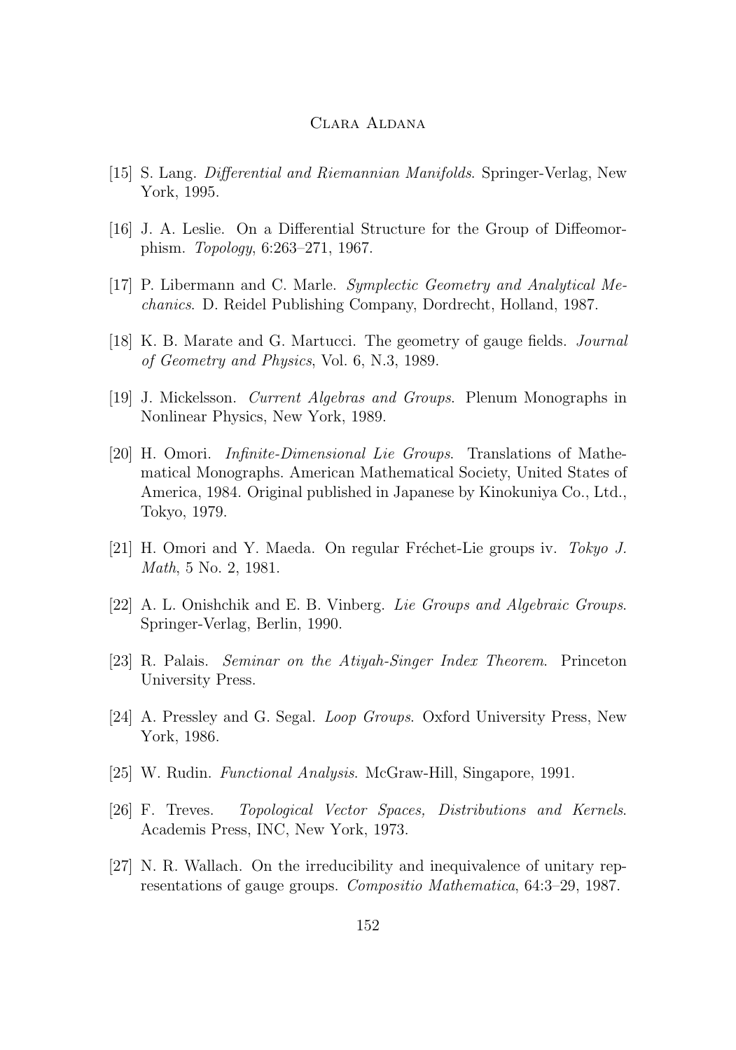[15] S. Lang. *Differential and Riemannian Manifolds*. Springer-Verlag, New York, 1995.

[16] J. A. Leslie. On a Differential Structure for the Group of Diffeomorphism. *Topology*, 6:263–271, 1967.

[17] P. Libermann and C. Marle. *Symplectic Geometry and Analytical Mechanics*. D. Reidel Publishing Company, Dordrecht, Holland, 1987.

[18] K. B. Marate and G. Martucci. The geometry of gauge fields. *Journal of Geometry and Physics*, Vol. 6, N.3, 1989.

[19] J. Mickelsson. *Current Algebras and Groups*. Plenum Monographs in Nonlinear Physics, New York, 1989.

[20] H. Omori. *Infinite-Dimensional Lie Groups*. Translations of Mathematical Monographs. American Mathematical Society, United States of America, 1984. Original published in Japanese by Kinokuniya Co., Ltd., Tokyo, 1979.

[21] H. Omori and Y. Maeda. On regular Fréchet-Lie groups iv. *Tokyo J. Math*, 5 No. 2, 1981.

[22] A. L. Onishchik and E. B. Vinberg. *Lie Groups and Algebraic Groups*. Springer-Verlag, Berlin, 1990.

[23] R. Palais. *Seminar on the Atiyah-Singer Index Theorem*. Princeton University Press.

[24] A. Pressley and G. Segal. *Loop Groups*. Oxford University Press, New York, 1986.

[25] W. Rudin. *Functional Analysis*. McGraw-Hill, Singapore, 1991.

[26] F. Treves. *Topological Vector Spaces, Distributions and Kernels*. Academis Press, INC, New York, 1973.

[27] N. R. Wallach. On the irreducibility and inequivalence of unitary representations of gauge groups. *Compositio Mathematica*, 64:3–29, 1987.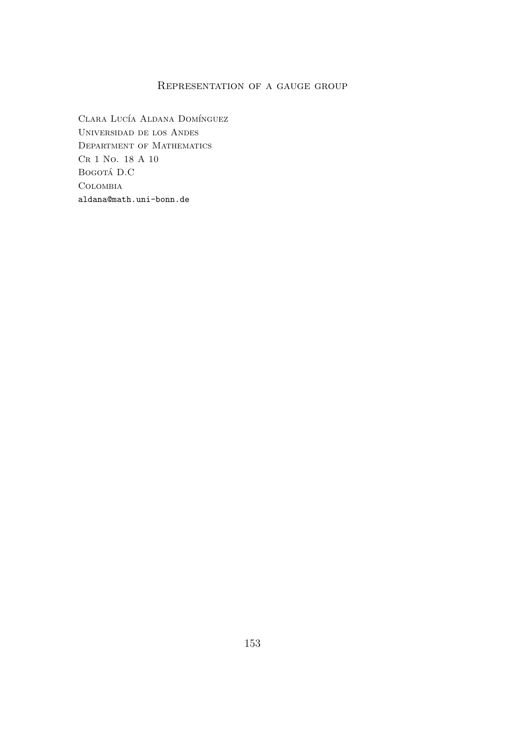Representation of a gauge group

Clara Lucía Aldana Domínguez
Universidad de los Andes
Department of Mathematics
Cr 1 No. 18 A 10
Bogotá D.C
Colombia
aldana@math.uni-bonn.de